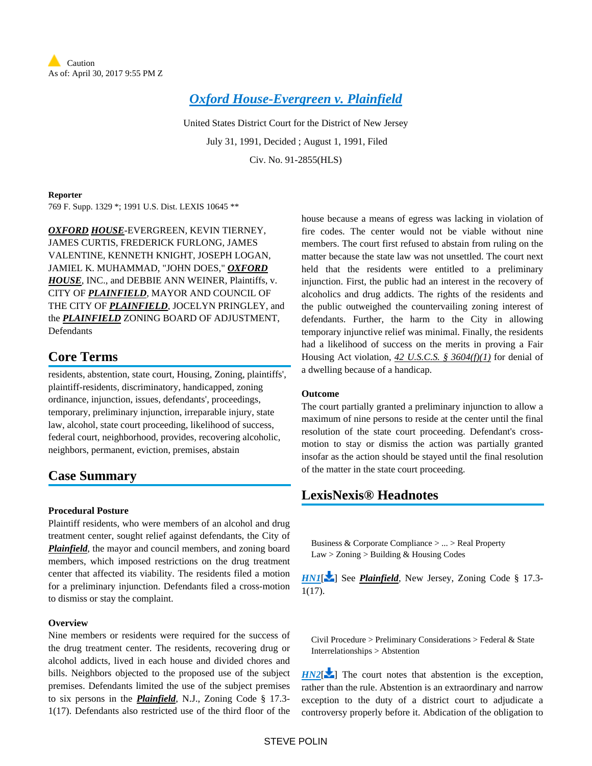Caution
As of: April 30, 2017 9:55 PM Z

# Oxford House-Evergreen v. Plainfield

United States District Court for the District of New Jersey

July 31, 1991, Decided ; August 1, 1991, Filed

Civ. No. 91-2855(HLS)

**Reporter**

769 F. Supp. 1329 *; 1991 U.S. Dist. LEXIS 10645 **

OXFORD HOUSE-EVERGREEN, KEVIN TIERNEY, JAMES CURTIS, FREDERICK FURLONG, JAMES VALENTINE, KENNETH KNIGHT, JOSEPH LOGAN, JAMIEL K. MUHAMMAD, "JOHN DOES," OXFORD HOUSE, INC., and DEBBIE ANN WEINER, Plaintiffs, v. CITY OF PLAINFIELD, MAYOR AND COUNCIL OF THE CITY OF PLAINFIELD, JOCELYN PRINGLEY, and the PLAINFIELD ZONING BOARD OF ADJUSTMENT, Defendants

## Core Terms

residents, abstention, state court, Housing, Zoning, plaintiffs', plaintiff-residents, discriminatory, handicapped, zoning ordinance, injunction, issues, defendants', proceedings, temporary, preliminary injunction, irreparable injury, state law, alcohol, state court proceeding, likelihood of success, federal court, neighborhood, provides, recovering alcoholic, neighbors, permanent, eviction, premises, abstain

## Case Summary

**Procedural Posture**

Plaintiff residents, who were members of an alcohol and drug treatment center, sought relief against defendants, the City of Plainfield, the mayor and council members, and zoning board members, which imposed restrictions on the drug treatment center that affected its viability. The residents filed a motion for a preliminary injunction. Defendants filed a cross-motion to dismiss or stay the complaint.

**Overview**

Nine members or residents were required for the success of the drug treatment center. The residents, recovering drug or alcohol addicts, lived in each house and divided chores and bills. Neighbors objected to the proposed use of the subject premises. Defendants limited the use of the subject premises to six persons in the Plainfield, N.J., Zoning Code § 17.3-1(17). Defendants also restricted use of the third floor of the house because a means of egress was lacking in violation of fire codes. The center would not be viable without nine members. The court first refused to abstain from ruling on the matter because the state law was not unsettled. The court next held that the residents were entitled to a preliminary injunction. First, the public had an interest in the recovery of alcoholics and drug addicts. The rights of the residents and the public outweighed the countervailing zoning interest of defendants. Further, the harm to the City in allowing temporary injunctive relief was minimal. Finally, the residents had a likelihood of success on the merits in proving a Fair Housing Act violation, *42 U.S.C.S. § 3604(f)(1)* for denial of a dwelling because of a handicap.

**Outcome**

The court partially granted a preliminary injunction to allow a maximum of nine persons to reside at the center until the final resolution of the state court proceeding. Defendant's cross-motion to stay or dismiss the action was partially granted insofar as the action should be stayed until the final resolution of the matter in the state court proceeding.

## LexisNexis® Headnotes

Business & Corporate Compliance > ... > Real Property Law > Zoning > Building & Housing Codes

HN1[] See Plainfield, New Jersey, Zoning Code § 17.3-1(17).

Civil Procedure > Preliminary Considerations > Federal & State Interrelationships > Abstention

HN2[] The court notes that abstention is the exception, rather than the rule. Abstention is an extraordinary and narrow exception to the duty of a district court to adjudicate a controversy properly before it. Abdication of the obligation to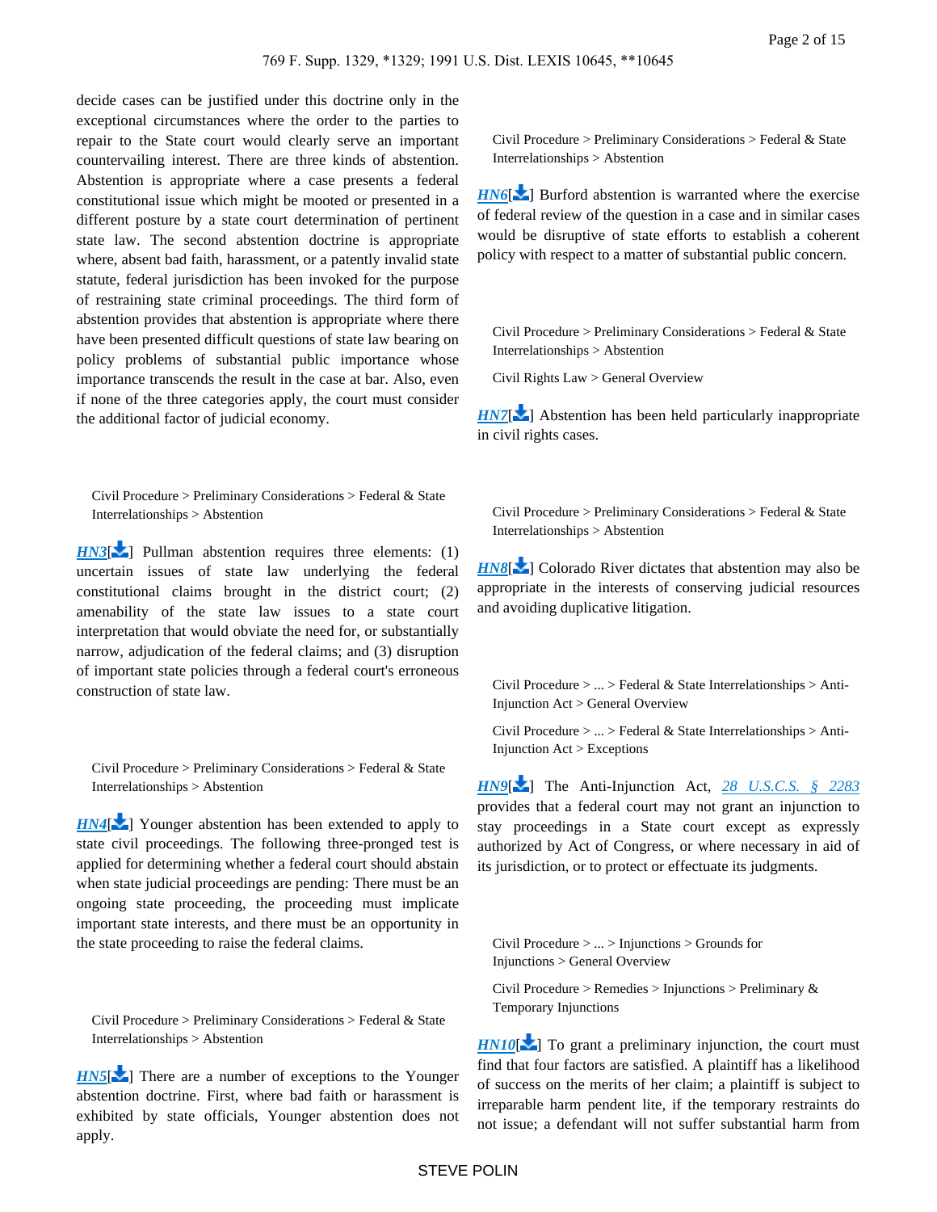decide cases can be justified under this doctrine only in the exceptional circumstances where the order to the parties to repair to the State court would clearly serve an important countervailing interest. There are three kinds of abstention. Abstention is appropriate where a case presents a federal constitutional issue which might be mooted or presented in a different posture by a state court determination of pertinent state law. The second abstention doctrine is appropriate where, absent bad faith, harassment, or a patently invalid state statute, federal jurisdiction has been invoked for the purpose of restraining state criminal proceedings. The third form of abstention provides that abstention is appropriate where there have been presented difficult questions of state law bearing on policy problems of substantial public importance whose importance transcends the result in the case at bar. Also, even if none of the three categories apply, the court must consider the additional factor of judicial economy.

Civil Procedure > Preliminary Considerations > Federal & State Interrelationships > Abstention

*HN3*[] Pullman abstention requires three elements: (1) uncertain issues of state law underlying the federal constitutional claims brought in the district court; (2) amenability of the state law issues to a state court interpretation that would obviate the need for, or substantially narrow, adjudication of the federal claims; and (3) disruption of important state policies through a federal court's erroneous construction of state law.

Civil Procedure > Preliminary Considerations > Federal & State Interrelationships > Abstention

*HN4*[] Younger abstention has been extended to apply to state civil proceedings. The following three-pronged test is applied for determining whether a federal court should abstain when state judicial proceedings are pending: There must be an ongoing state proceeding, the proceeding must implicate important state interests, and there must be an opportunity in the state proceeding to raise the federal claims.

Civil Procedure > Preliminary Considerations > Federal & State Interrelationships > Abstention

*HN5*[] There are a number of exceptions to the Younger abstention doctrine. First, where bad faith or harassment is exhibited by state officials, Younger abstention does not apply.

Civil Procedure > Preliminary Considerations > Federal & State Interrelationships > Abstention

*HN6*[] Burford abstention is warranted where the exercise of federal review of the question in a case and in similar cases would be disruptive of state efforts to establish a coherent policy with respect to a matter of substantial public concern.

Civil Procedure > Preliminary Considerations > Federal & State Interrelationships > Abstention

Civil Rights Law > General Overview

*HN7*[] Abstention has been held particularly inappropriate in civil rights cases.

Civil Procedure > Preliminary Considerations > Federal & State Interrelationships > Abstention

*HN8*[] Colorado River dictates that abstention may also be appropriate in the interests of conserving judicial resources and avoiding duplicative litigation.

Civil Procedure > ... > Federal & State Interrelationships > Anti-Injunction Act > General Overview

Civil Procedure > ... > Federal & State Interrelationships > Anti-Injunction Act > Exceptions

*HN9*[] The Anti-Injunction Act, 28 U.S.C.S. § 2283 provides that a federal court may not grant an injunction to stay proceedings in a State court except as expressly authorized by Act of Congress, or where necessary in aid of its jurisdiction, or to protect or effectuate its judgments.

Civil Procedure > ... > Injunctions > Grounds for Injunctions > General Overview

Civil Procedure > Remedies > Injunctions > Preliminary & Temporary Injunctions

*HN10*[] To grant a preliminary injunction, the court must find that four factors are satisfied. A plaintiff has a likelihood of success on the merits of her claim; a plaintiff is subject to irreparable harm pendent lite, if the temporary restraints do not issue; a defendant will not suffer substantial harm from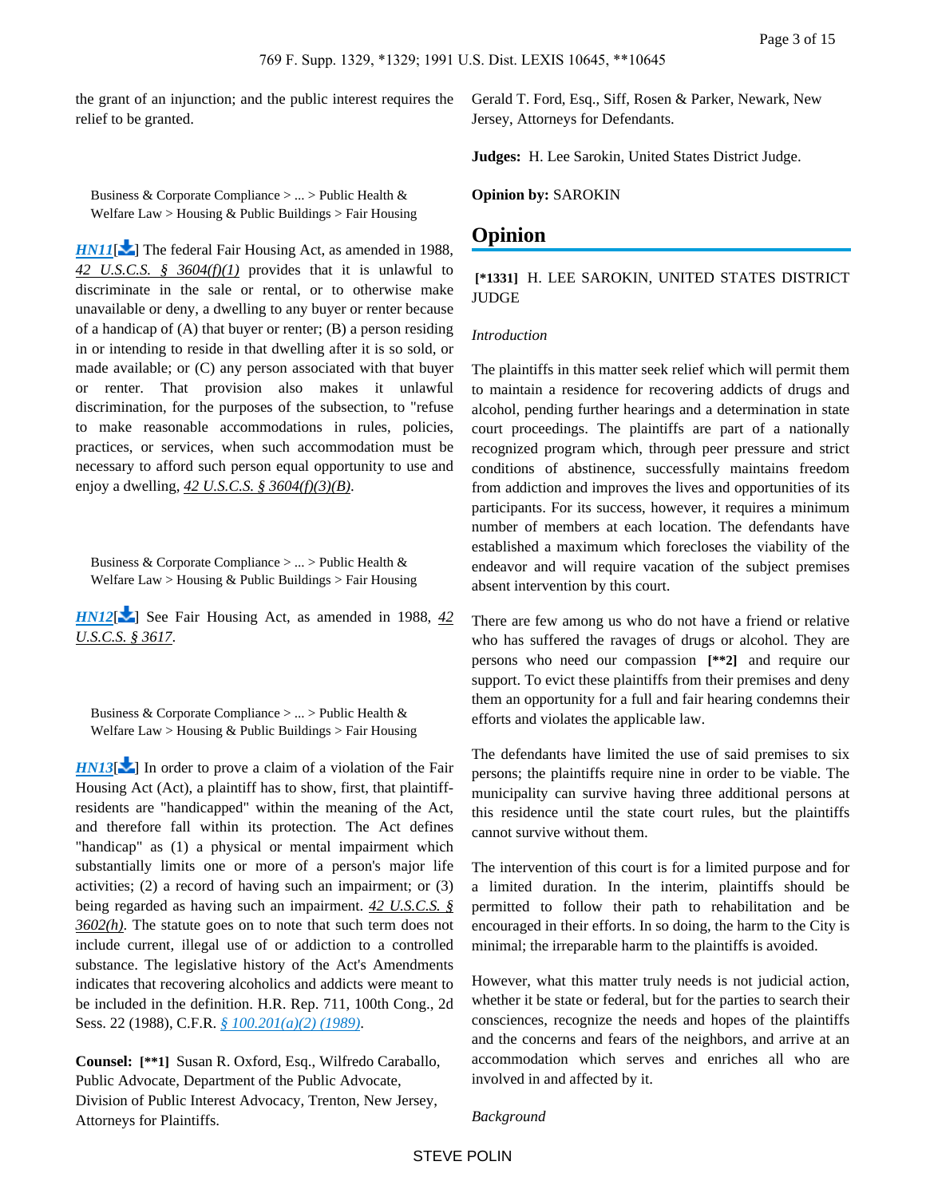the grant of an injunction; and the public interest requires the relief to be granted.

Business & Corporate Compliance > ... > Public Health & Welfare Law > Housing & Public Buildings > Fair Housing

*HN11*[] The federal Fair Housing Act, as amended in 1988, *42 U.S.C.S. § 3604(f)(1)* provides that it is unlawful to discriminate in the sale or rental, or to otherwise make unavailable or deny, a dwelling to any buyer or renter because of a handicap of (A) that buyer or renter; (B) a person residing in or intending to reside in that dwelling after it is so sold, or made available; or (C) any person associated with that buyer or renter. That provision also makes it unlawful discrimination, for the purposes of the subsection, to "refuse to make reasonable accommodations in rules, policies, practices, or services, when such accommodation must be necessary to afford such person equal opportunity to use and enjoy a dwelling, *42 U.S.C.S. § 3604(f)(3)(B)*.

Business & Corporate Compliance > ... > Public Health & Welfare Law > Housing & Public Buildings > Fair Housing

*HN12*[] See Fair Housing Act, as amended in 1988, *42 U.S.C.S. § 3617*.

Business & Corporate Compliance > ... > Public Health & Welfare Law > Housing & Public Buildings > Fair Housing

*HN13*[] In order to prove a claim of a violation of the Fair Housing Act (Act), a plaintiff has to show, first, that plaintiff-residents are "handicapped" within the meaning of the Act, and therefore fall within its protection. The Act defines "handicap" as (1) a physical or mental impairment which substantially limits one or more of a person's major life activities; (2) a record of having such an impairment; or (3) being regarded as having such an impairment. *42 U.S.C.S. § 3602(h)*. The statute goes on to note that such term does not include current, illegal use of or addiction to a controlled substance. The legislative history of the Act's Amendments indicates that recovering alcoholics and addicts were meant to be included in the definition. H.R. Rep. 711, 100th Cong., 2d Sess. 22 (1988), C.F.R. *§ 100.201(a)(2) (1989)*.

**Counsel:** **[\*\*1]** Susan R. Oxford, Esq., Wilfredo Caraballo, Public Advocate, Department of the Public Advocate, Division of Public Interest Advocacy, Trenton, New Jersey, Attorneys for Plaintiffs.

Gerald T. Ford, Esq., Siff, Rosen & Parker, Newark, New Jersey, Attorneys for Defendants.

**Judges:** H. Lee Sarokin, United States District Judge.

**Opinion by:** SAROKIN

# Opinion

**[\*1331]** H. LEE SAROKIN, UNITED STATES DISTRICT JUDGE

*Introduction*

The plaintiffs in this matter seek relief which will permit them to maintain a residence for recovering addicts of drugs and alcohol, pending further hearings and a determination in state court proceedings. The plaintiffs are part of a nationally recognized program which, through peer pressure and strict conditions of abstinence, successfully maintains freedom from addiction and improves the lives and opportunities of its participants. For its success, however, it requires a minimum number of members at each location. The defendants have established a maximum which forecloses the viability of the endeavor and will require vacation of the subject premises absent intervention by this court.

There are few among us who do not have a friend or relative who has suffered the ravages of drugs or alcohol. They are persons who need our compassion **[\*\*2]** and require our support. To evict these plaintiffs from their premises and deny them an opportunity for a full and fair hearing condemns their efforts and violates the applicable law.

The defendants have limited the use of said premises to six persons; the plaintiffs require nine in order to be viable. The municipality can survive having three additional persons at this residence until the state court rules, but the plaintiffs cannot survive without them.

The intervention of this court is for a limited purpose and for a limited duration. In the interim, plaintiffs should be permitted to follow their path to rehabilitation and be encouraged in their efforts. In so doing, the harm to the City is minimal; the irreparable harm to the plaintiffs is avoided.

However, what this matter truly needs is not judicial action, whether it be state or federal, but for the parties to search their consciences, recognize the needs and hopes of the plaintiffs and the concerns and fears of the neighbors, and arrive at an accommodation which serves and enriches all who are involved in and affected by it.

*Background*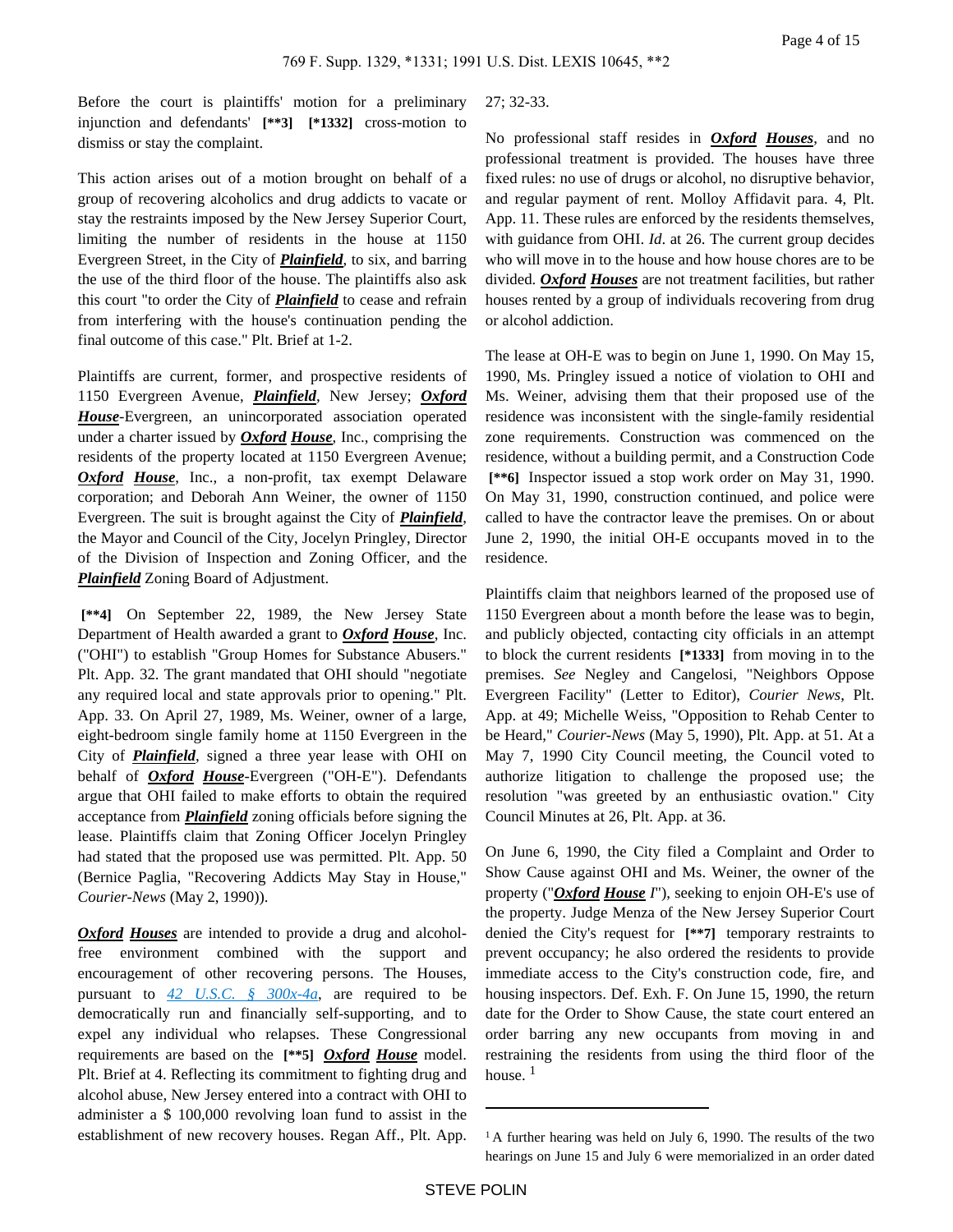Before the court is plaintiffs' motion for a preliminary injunction and defendants' **[**3]** **[*1332]** cross-motion to dismiss or stay the complaint.

This action arises out of a motion brought on behalf of a group of recovering alcoholics and drug addicts to vacate or stay the restraints imposed by the New Jersey Superior Court, limiting the number of residents in the house at 1150 Evergreen Street, in the City of ***Plainfield***, to six, and barring the use of the third floor of the house. The plaintiffs also ask this court "to order the City of ***Plainfield*** to cease and refrain from interfering with the house's continuation pending the final outcome of this case." Plt. Brief at 1-2.

Plaintiffs are current, former, and prospective residents of 1150 Evergreen Avenue, ***Plainfield***, New Jersey; ***Oxford House***-Evergreen, an unincorporated association operated under a charter issued by ***Oxford House***, Inc., comprising the residents of the property located at 1150 Evergreen Avenue; ***Oxford House***, Inc., a non-profit, tax exempt Delaware corporation; and Deborah Ann Weiner, the owner of 1150 Evergreen. The suit is brought against the City of ***Plainfield***, the Mayor and Council of the City, Jocelyn Pringley, Director of the Division of Inspection and Zoning Officer, and the ***Plainfield*** Zoning Board of Adjustment.

**[**4]** On September 22, 1989, the New Jersey State Department of Health awarded a grant to ***Oxford House***, Inc. ("OHI") to establish "Group Homes for Substance Abusers." Plt. App. 32. The grant mandated that OHI should "negotiate any required local and state approvals prior to opening." Plt. App. 33. On April 27, 1989, Ms. Weiner, owner of a large, eight-bedroom single family home at 1150 Evergreen in the City of ***Plainfield***, signed a three year lease with OHI on behalf of ***Oxford House***-Evergreen ("OH-E"). Defendants argue that OHI failed to make efforts to obtain the required acceptance from ***Plainfield*** zoning officials before signing the lease. Plaintiffs claim that Zoning Officer Jocelyn Pringley had stated that the proposed use was permitted. Plt. App. 50 (Bernice Paglia, "Recovering Addicts May Stay in House," *Courier-News* (May 2, 1990)).

***Oxford Houses*** are intended to provide a drug and alcohol-free environment combined with the support and encouragement of other recovering persons. The Houses, pursuant to 42 U.S.C. § 300x-4a, are required to be democratically run and financially self-supporting, and to expel any individual who relapses. These Congressional requirements are based on the **[**5]** ***Oxford House*** model. Plt. Brief at 4. Reflecting its commitment to fighting drug and alcohol abuse, New Jersey entered into a contract with OHI to administer a $ 100,000 revolving loan fund to assist in the establishment of new recovery houses. Regan Aff., Plt. App. 27; 32-33.

No professional staff resides in ***Oxford Houses***, and no professional treatment is provided. The houses have three fixed rules: no use of drugs or alcohol, no disruptive behavior, and regular payment of rent. Molloy Affidavit para. 4, Plt. App. 11. These rules are enforced by the residents themselves, with guidance from OHI. *Id*. at 26. The current group decides who will move in to the house and how house chores are to be divided. ***Oxford Houses*** are not treatment facilities, but rather houses rented by a group of individuals recovering from drug or alcohol addiction.

The lease at OH-E was to begin on June 1, 1990. On May 15, 1990, Ms. Pringley issued a notice of violation to OHI and Ms. Weiner, advising them that their proposed use of the residence was inconsistent with the single-family residential zone requirements. Construction was commenced on the residence, without a building permit, and a Construction Code **[**6]** Inspector issued a stop work order on May 31, 1990. On May 31, 1990, construction continued, and police were called to have the contractor leave the premises. On or about June 2, 1990, the initial OH-E occupants moved in to the residence.

Plaintiffs claim that neighbors learned of the proposed use of 1150 Evergreen about a month before the lease was to begin, and publicly objected, contacting city officials in an attempt to block the current residents **[*1333]** from moving in to the premises. *See* Negley and Cangelosi, "Neighbors Oppose Evergreen Facility" (Letter to Editor), *Courier News*, Plt. App. at 49; Michelle Weiss, "Opposition to Rehab Center to be Heard," *Courier-News* (May 5, 1990), Plt. App. at 51. At a May 7, 1990 City Council meeting, the Council voted to authorize litigation to challenge the proposed use; the resolution "was greeted by an enthusiastic ovation." City Council Minutes at 26, Plt. App. at 36.

On June 6, 1990, the City filed a Complaint and Order to Show Cause against OHI and Ms. Weiner, the owner of the property ("***Oxford House*** *I*"), seeking to enjoin OH-E's use of the property. Judge Menza of the New Jersey Superior Court denied the City's request for **[**7]** temporary restraints to prevent occupancy; he also ordered the residents to provide immediate access to the City's construction code, fire, and housing inspectors. Def. Exh. F. On June 15, 1990, the return date for the Order to Show Cause, the state court entered an order barring any new occupants from moving in and restraining the residents from using the third floor of the house. [1]

---

[1] A further hearing was held on July 6, 1990. The results of the two hearings on June 15 and July 6 were memorialized in an order dated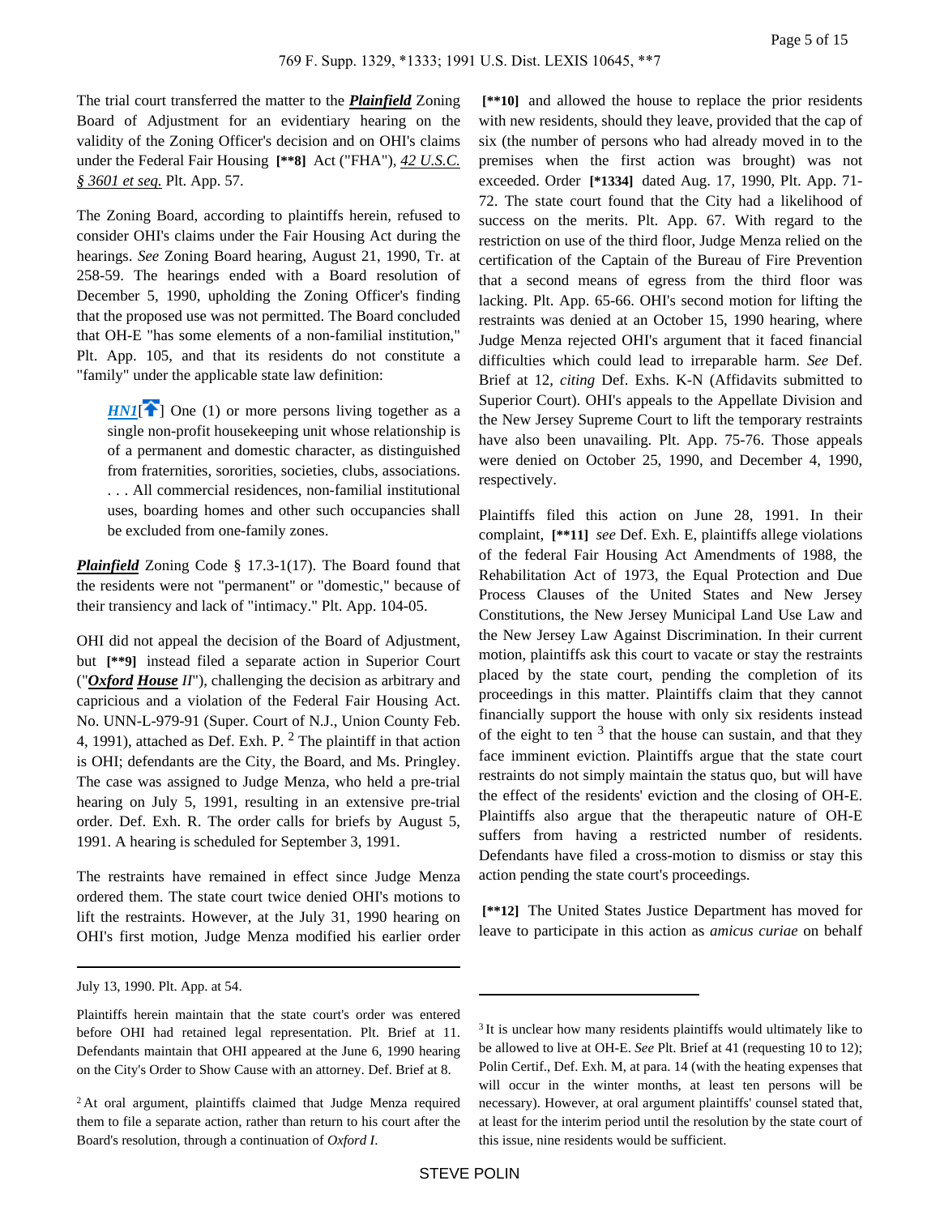The trial court transferred the matter to the ***Plainfield*** Zoning Board of Adjustment for an evidentiary hearing on the validity of the Zoning Officer's decision and on OHI's claims under the Federal Fair Housing **[\*\*8]** Act ("FHA"), *42 U.S.C. § 3601 et seq.* Plt. App. 57.

The Zoning Board, according to plaintiffs herein, refused to consider OHI's claims under the Fair Housing Act during the hearings. *See* Zoning Board hearing, August 21, 1990, Tr. at 258-59. The hearings ended with a Board resolution of December 5, 1990, upholding the Zoning Officer's finding that the proposed use was not permitted. The Board concluded that OH-E "has some elements of a non-familial institution," Plt. App. 105, and that its residents do not constitute a "family" under the applicable state law definition:

> *HN1*[] One (1) or more persons living together as a single non-profit housekeeping unit whose relationship is of a permanent and domestic character, as distinguished from fraternities, sororities, societies, clubs, associations. . . . All commercial residences, non-familial institutional uses, boarding homes and other such occupancies shall be excluded from one-family zones.

***Plainfield*** Zoning Code § 17.3-1(17). The Board found that the residents were not "permanent" or "domestic," because of their transiency and lack of "intimacy." Plt. App. 104-05.

OHI did not appeal the decision of the Board of Adjustment, but **[\*\*9]** instead filed a separate action in Superior Court ("***Oxford House*** *II*"), challenging the decision as arbitrary and capricious and a violation of the Federal Fair Housing Act. No. UNN-L-979-91 (Super. Court of N.J., Union County Feb. 4, 1991), attached as Def. Exh. P. [2] The plaintiff in that action is OHI; defendants are the City, the Board, and Ms. Pringley. The case was assigned to Judge Menza, who held a pre-trial hearing on July 5, 1991, resulting in an extensive pre-trial order. Def. Exh. R. The order calls for briefs by August 5, 1991. A hearing is scheduled for September 3, 1991.

The restraints have remained in effect since Judge Menza ordered them. The state court twice denied OHI's motions to lift the restraints. However, at the July 31, 1990 hearing on OHI's first motion, Judge Menza modified his earlier order **[\*\*10]** and allowed the house to replace the prior residents with new residents, should they leave, provided that the cap of six (the number of persons who had already moved in to the premises when the first action was brought) was not exceeded. Order **[\*1334]** dated Aug. 17, 1990, Plt. App. 71-72. The state court found that the City had a likelihood of success on the merits. Plt. App. 67. With regard to the restriction on use of the third floor, Judge Menza relied on the certification of the Captain of the Bureau of Fire Prevention that a second means of egress from the third floor was lacking. Plt. App. 65-66. OHI's second motion for lifting the restraints was denied at an October 15, 1990 hearing, where Judge Menza rejected OHI's argument that it faced financial difficulties which could lead to irreparable harm. *See* Def. Brief at 12, *citing* Def. Exhs. K-N (Affidavits submitted to Superior Court). OHI's appeals to the Appellate Division and the New Jersey Supreme Court to lift the temporary restraints have also been unavailing. Plt. App. 75-76. Those appeals were denied on October 25, 1990, and December 4, 1990, respectively.

Plaintiffs filed this action on June 28, 1991. In their complaint, **[\*\*11]** *see* Def. Exh. E, plaintiffs allege violations of the federal Fair Housing Act Amendments of 1988, the Rehabilitation Act of 1973, the Equal Protection and Due Process Clauses of the United States and New Jersey Constitutions, the New Jersey Municipal Land Use Law and the New Jersey Law Against Discrimination. In their current motion, plaintiffs ask this court to vacate or stay the restraints placed by the state court, pending the completion of its proceedings in this matter. Plaintiffs claim that they cannot financially support the house with only six residents instead of the eight to ten [3] that the house can sustain, and that they face imminent eviction. Plaintiffs argue that the state court restraints do not simply maintain the status quo, but will have the effect of the residents' eviction and the closing of OH-E. Plaintiffs also argue that the therapeutic nature of OH-E suffers from having a restricted number of residents. Defendants have filed a cross-motion to dismiss or stay this action pending the state court's proceedings.

**[\*\*12]** The United States Justice Department has moved for leave to participate in this action as *amicus curiae* on behalf

---

July 13, 1990. Plt. App. at 54.

Plaintiffs herein maintain that the state court's order was entered before OHI had retained legal representation. Plt. Brief at 11. Defendants maintain that OHI appeared at the June 6, 1990 hearing on the City's Order to Show Cause with an attorney. Def. Brief at 8.

[2] At oral argument, plaintiffs claimed that Judge Menza required them to file a separate action, rather than return to his court after the Board's resolution, through a continuation of *Oxford I*.

[3] It is unclear how many residents plaintiffs would ultimately like to be allowed to live at OH-E. *See* Plt. Brief at 41 (requesting 10 to 12); Polin Certif., Def. Exh. M, at para. 14 (with the heating expenses that will occur in the winter months, at least ten persons will be necessary). However, at oral argument plaintiffs' counsel stated that, at least for the interim period until the resolution by the state court of this issue, nine residents would be sufficient.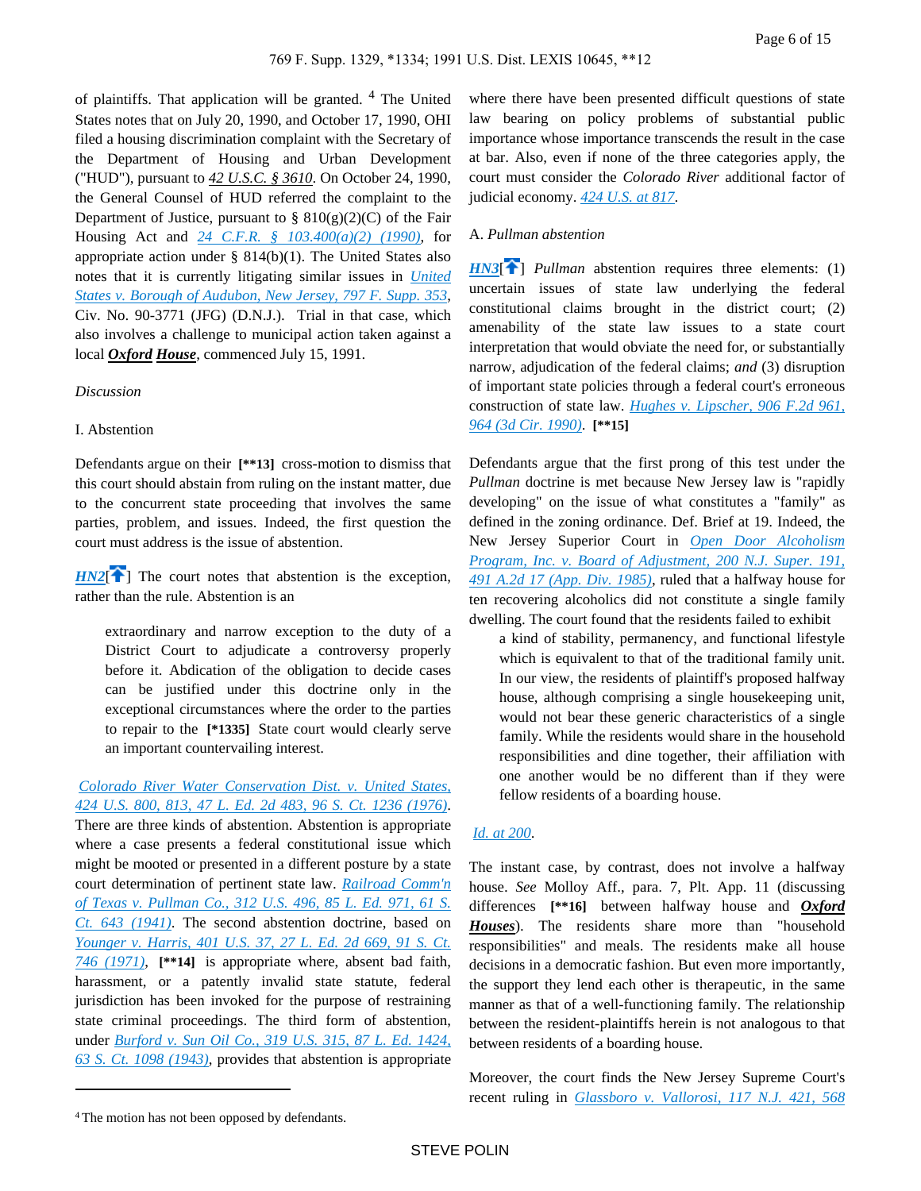of plaintiffs. That application will be granted. [4] The United States notes that on July 20, 1990, and October 17, 1990, OHI filed a housing discrimination complaint with the Secretary of the Department of Housing and Urban Development ("HUD"), pursuant to *42 U.S.C. § 3610*. On October 24, 1990, the General Counsel of HUD referred the complaint to the Department of Justice, pursuant to § 810(g)(2)(C) of the Fair Housing Act and *24 C.F.R. § 103.400(a)(2) (1990)*, for appropriate action under § 814(b)(1). The United States also notes that it is currently litigating similar issues in *United States v. Borough of Audubon, New Jersey, 797 F. Supp. 353*, Civ. No. 90-3771 (JFG) (D.N.J.). Trial in that case, which also involves a challenge to municipal action taken against a local ***Oxford House***, commenced July 15, 1991.

*Discussion*

I. Abstention

Defendants argue on their **[**13]** cross-motion to dismiss that this court should abstain from ruling on the instant matter, due to the concurrent state proceeding that involves the same parties, problem, and issues. Indeed, the first question the court must address is the issue of abstention.

***HN2***[] The court notes that abstention is the exception, rather than the rule. Abstention is an

> extraordinary and narrow exception to the duty of a District Court to adjudicate a controversy properly before it. Abdication of the obligation to decide cases can be justified under this doctrine only in the exceptional circumstances where the order to the parties to repair to the **[*1335]** State court would clearly serve an important countervailing interest.

*Colorado River Water Conservation Dist. v. United States, 424 U.S. 800, 813, 47 L. Ed. 2d 483, 96 S. Ct. 1236 (1976)*. There are three kinds of abstention. Abstention is appropriate where a case presents a federal constitutional issue which might be mooted or presented in a different posture by a state court determination of pertinent state law. *Railroad Comm'n of Texas v. Pullman Co., 312 U.S. 496, 85 L. Ed. 971, 61 S. Ct. 643 (1941)*. The second abstention doctrine, based on *Younger v. Harris, 401 U.S. 37, 27 L. Ed. 2d 669, 91 S. Ct. 746 (1971)*, **[**14]** is appropriate where, absent bad faith, harassment, or a patently invalid state statute, federal jurisdiction has been invoked for the purpose of restraining state criminal proceedings. The third form of abstention, under *Burford v. Sun Oil Co., 319 U.S. 315, 87 L. Ed. 1424, 63 S. Ct. 1098 (1943)*, provides that abstention is appropriate where there have been presented difficult questions of state law bearing on policy problems of substantial public importance whose importance transcends the result in the case at bar. Also, even if none of the three categories apply, the court must consider the *Colorado River* additional factor of judicial economy. *424 U.S. at 817*.

A. *Pullman abstention*

***HN3***[] *Pullman* abstention requires three elements: (1) uncertain issues of state law underlying the federal constitutional claims brought in the district court; (2) amenability of the state law issues to a state court interpretation that would obviate the need for, or substantially narrow, adjudication of the federal claims; *and* (3) disruption of important state policies through a federal court's erroneous construction of state law. *Hughes v. Lipscher, 906 F.2d 961, 964 (3d Cir. 1990)*. **[**15]**

Defendants argue that the first prong of this test under the *Pullman* doctrine is met because New Jersey law is "rapidly developing" on the issue of what constitutes a "family" as defined in the zoning ordinance. Def. Brief at 19. Indeed, the New Jersey Superior Court in *Open Door Alcoholism Program, Inc. v. Board of Adjustment, 200 N.J. Super. 191, 491 A.2d 17 (App. Div. 1985)*, ruled that a halfway house for ten recovering alcoholics did not constitute a single family dwelling. The court found that the residents failed to exhibit

> a kind of stability, permanency, and functional lifestyle which is equivalent to that of the traditional family unit. In our view, the residents of plaintiff's proposed halfway house, although comprising a single housekeeping unit, would not bear these generic characteristics of a single family. While the residents would share in the household responsibilities and dine together, their affiliation with one another would be no different than if they were fellow residents of a boarding house.

*Id. at 200*.

The instant case, by contrast, does not involve a halfway house. *See* Molloy Aff., para. 7, Plt. App. 11 (discussing differences **[**16]** between halfway house and ***Oxford Houses***). The residents share more than "household responsibilities" and meals. The residents make all house decisions in a democratic fashion. But even more importantly, the support they lend each other is therapeutic, in the same manner as that of a well-functioning family. The relationship between the resident-plaintiffs herein is not analogous to that between residents of a boarding house.

Moreover, the court finds the New Jersey Supreme Court's recent ruling in *Glassboro v. Vallorosi, 117 N.J. 421, 568*

[4] The motion has not been opposed by defendants.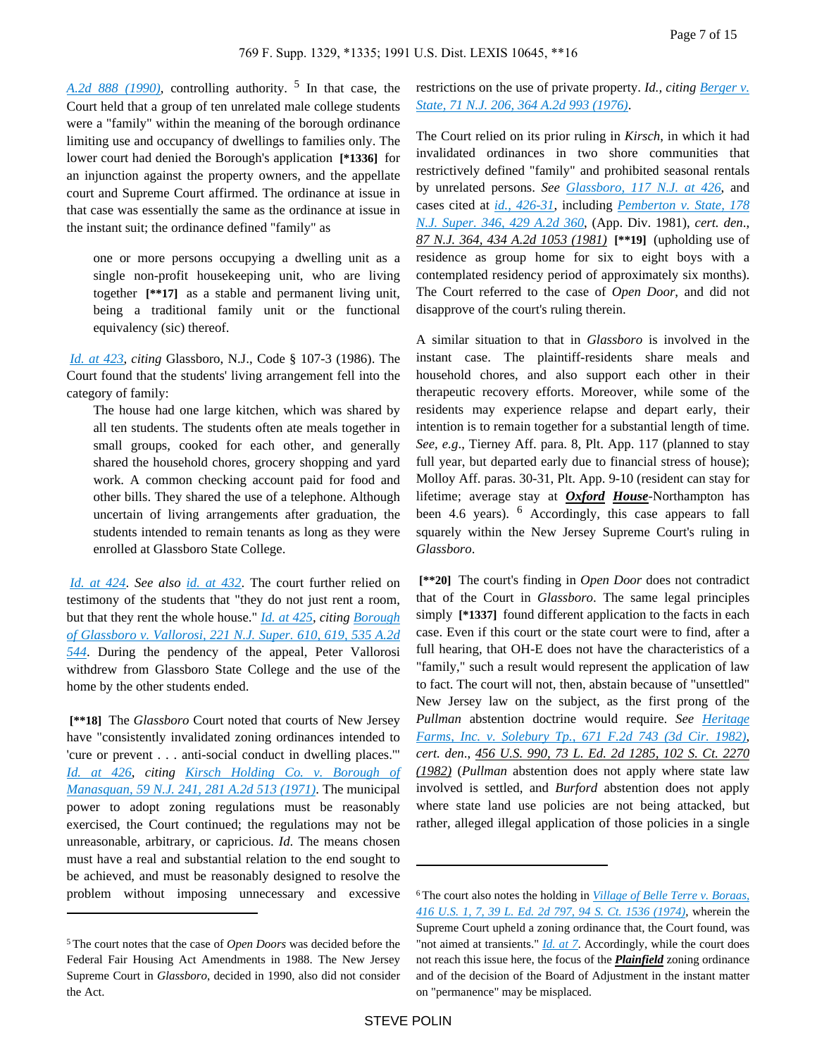A.2d 888 (1990), controlling authority. [5] In that case, the Court held that a group of ten unrelated male college students were a "family" within the meaning of the borough ordinance limiting use and occupancy of dwellings to families only. The lower court had denied the Borough's application **[*1336]** for an injunction against the property owners, and the appellate court and Supreme Court affirmed. The ordinance at issue in that case was essentially the same as the ordinance at issue in the instant suit; the ordinance defined "family" as

> one or more persons occupying a dwelling unit as a single non-profit housekeeping unit, who are living together **[**17]** as a stable and permanent living unit, being a traditional family unit or the functional equivalency (sic) thereof.

Id. at 423, *citing* Glassboro, N.J., Code § 107-3 (1986). The Court found that the students' living arrangement fell into the category of family:

> The house had one large kitchen, which was shared by all ten students. The students often ate meals together in small groups, cooked for each other, and generally shared the household chores, grocery shopping and yard work. A common checking account paid for food and other bills. They shared the use of a telephone. Although uncertain of living arrangements after graduation, the students intended to remain tenants as long as they were enrolled at Glassboro State College.

Id. at 424. *See also* id. at 432. The court further relied on testimony of the students that "they do not just rent a room, but that they rent the whole house." Id. at 425, *citing* Borough of Glassboro v. Vallorosi, 221 N.J. Super. 610, 619, 535 A.2d 544. During the pendency of the appeal, Peter Vallorosi withdrew from Glassboro State College and the use of the home by the other students ended.

**[**18]** The *Glassboro* Court noted that courts of New Jersey have "consistently invalidated zoning ordinances intended to 'cure or prevent . . . anti-social conduct in dwelling places.'" Id. at 426, *citing* Kirsch Holding Co. v. Borough of Manasquan, 59 N.J. 241, 281 A.2d 513 (1971). The municipal power to adopt zoning regulations must be reasonably exercised, the Court continued; the regulations may not be unreasonable, arbitrary, or capricious. *Id*. The means chosen must have a real and substantial relation to the end sought to be achieved, and must be reasonably designed to resolve the problem without imposing unnecessary and excessive restrictions on the use of private property. *Id., citing* Berger v. State, 71 N.J. 206, 364 A.2d 993 (1976).

The Court relied on its prior ruling in *Kirsch*, in which it had invalidated ordinances in two shore communities that restrictively defined "family" and prohibited seasonal rentals by unrelated persons. *See* Glassboro, 117 N.J. at 426, and cases cited at id., 426-31, including Pemberton v. State, 178 N.J. Super. 346, 429 A.2d 360, (App. Div. 1981), *cert. den.*, 87 N.J. 364, 434 A.2d 1053 (1981) **[**19]** (upholding use of residence as group home for six to eight boys with a contemplated residency period of approximately six months). The Court referred to the case of *Open Door*, and did not disapprove of the court's ruling therein.

A similar situation to that in *Glassboro* is involved in the instant case. The plaintiff-residents share meals and household chores, and also support each other in their therapeutic recovery efforts. Moreover, while some of the residents may experience relapse and depart early, their intention is to remain together for a substantial length of time. *See, e.g.*, Tierney Aff. para. 8, Plt. App. 117 (planned to stay full year, but departed early due to financial stress of house); Molloy Aff. paras. 30-31, Plt. App. 9-10 (resident can stay for lifetime; average stay at ***Oxford House***-Northampton has been 4.6 years). [6] Accordingly, this case appears to fall squarely within the New Jersey Supreme Court's ruling in *Glassboro*.

**[**20]** The court's finding in *Open Door* does not contradict that of the Court in *Glassboro*. The same legal principles simply **[*1337]** found different application to the facts in each case. Even if this court or the state court were to find, after a full hearing, that OH-E does not have the characteristics of a "family," such a result would represent the application of law to fact. The court will not, then, abstain because of "unsettled" New Jersey law on the subject, as the first prong of the *Pullman* abstention doctrine would require. *See* Heritage Farms, Inc. v. Solebury Tp., 671 F.2d 743 (3d Cir. 1982), *cert. den.*, 456 U.S. 990, 73 L. Ed. 2d 1285, 102 S. Ct. 2270 (1982) (*Pullman* abstention does not apply where state law involved is settled, and *Burford* abstention does not apply where state land use policies are not being attacked, but rather, alleged illegal application of those policies in a single

---

[5] The court notes that the case of *Open Doors* was decided before the Federal Fair Housing Act Amendments in 1988. The New Jersey Supreme Court in *Glassboro*, decided in 1990, also did not consider the Act.

[6] The court also notes the holding in Village of Belle Terre v. Boraas, 416 U.S. 1, 7, 39 L. Ed. 2d 797, 94 S. Ct. 1536 (1974), wherein the Supreme Court upheld a zoning ordinance that, the Court found, was "not aimed at transients." Id. at 7. Accordingly, while the court does not reach this issue here, the focus of the ***Plainfield*** zoning ordinance and of the decision of the Board of Adjustment in the instant matter on "permanence" may be misplaced.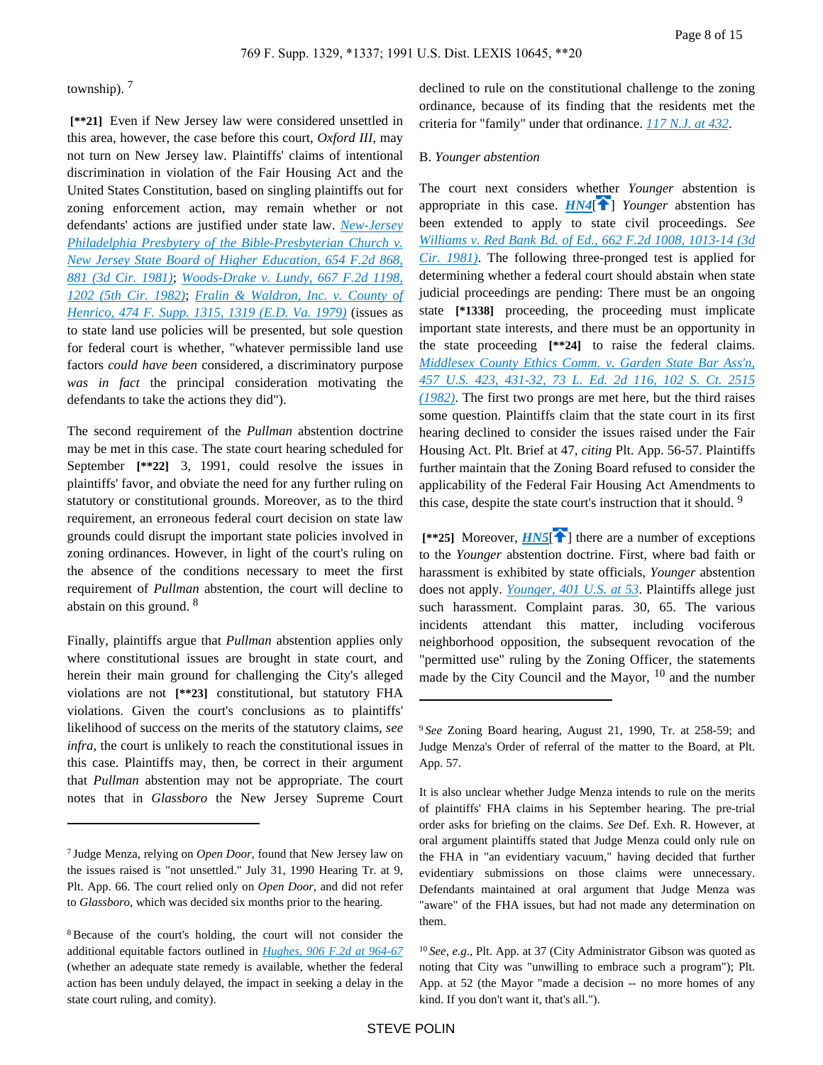township). [7]

**[\*\*21]** Even if New Jersey law were considered unsettled in this area, however, the case before this court, *Oxford III*, may not turn on New Jersey law. Plaintiffs' claims of intentional discrimination in violation of the Fair Housing Act and the United States Constitution, based on singling plaintiffs out for zoning enforcement action, may remain whether or not defendants' actions are justified under state law. *New-Jersey Philadelphia Presbytery of the Bible-Presbyterian Church v. New Jersey State Board of Higher Education, 654 F.2d 868, 881 (3d Cir. 1981)*; *Woods-Drake v. Lundy, 667 F.2d 1198, 1202 (5th Cir. 1982)*; *Fralin & Waldron, Inc. v. County of Henrico, 474 F. Supp. 1315, 1319 (E.D. Va. 1979)* (issues as to state land use policies will be presented, but sole question for federal court is whether, "whatever permissible land use factors *could have been* considered, a discriminatory purpose *was in fact* the principal consideration motivating the defendants to take the actions they did").

The second requirement of the *Pullman* abstention doctrine may be met in this case. The state court hearing scheduled for September **[\*\*22]** 3, 1991, could resolve the issues in plaintiffs' favor, and obviate the need for any further ruling on statutory or constitutional grounds. Moreover, as to the third requirement, an erroneous federal court decision on state law grounds could disrupt the important state policies involved in zoning ordinances. However, in light of the court's ruling on the absence of the conditions necessary to meet the first requirement of *Pullman* abstention, the court will decline to abstain on this ground. [8]

Finally, plaintiffs argue that *Pullman* abstention applies only where constitutional issues are brought in state court, and herein their main ground for challenging the City's alleged violations are not **[\*\*23]** constitutional, but statutory FHA violations. Given the court's conclusions as to plaintiffs' likelihood of success on the merits of the statutory claims, *see infra*, the court is unlikely to reach the constitutional issues in this case. Plaintiffs may, then, be correct in their argument that *Pullman* abstention may not be appropriate. The court notes that in *Glassboro* the New Jersey Supreme Court declined to rule on the constitutional challenge to the zoning ordinance, because of its finding that the residents met the criteria for "family" under that ordinance. *117 N.J. at 432*.

B. *Younger abstention*

The court next considers whether *Younger* abstention is appropriate in this case. ***HN4***[] *Younger* abstention has been extended to apply to state civil proceedings. *See Williams v. Red Bank Bd. of Ed., 662 F.2d 1008, 1013-14 (3d Cir. 1981)*. The following three-pronged test is applied for determining whether a federal court should abstain when state judicial proceedings are pending: There must be an ongoing state **[\*1338]** proceeding, the proceeding must implicate important state interests, and there must be an opportunity in the state proceeding **[\*\*24]** to raise the federal claims. *Middlesex County Ethics Comm. v. Garden State Bar Ass'n, 457 U.S. 423, 431-32, 73 L. Ed. 2d 116, 102 S. Ct. 2515 (1982)*. The first two prongs are met here, but the third raises some question. Plaintiffs claim that the state court in its first hearing declined to consider the issues raised under the Fair Housing Act. Plt. Brief at 47, *citing* Plt. App. 56-57. Plaintiffs further maintain that the Zoning Board refused to consider the applicability of the Federal Fair Housing Act Amendments to this case, despite the state court's instruction that it should. [9]

**[\*\*25]** Moreover, ***HN5***[] there are a number of exceptions to the *Younger* abstention doctrine. First, where bad faith or harassment is exhibited by state officials, *Younger* abstention does not apply. *Younger, 401 U.S. at 53*. Plaintiffs allege just such harassment. Complaint paras. 30, 65. The various incidents attendant this matter, including vociferous neighborhood opposition, the subsequent revocation of the "permitted use" ruling by the Zoning Officer, the statements made by the City Council and the Mayor, [10] and the number

---

[7] Judge Menza, relying on *Open Door*, found that New Jersey law on the issues raised is "not unsettled." July 31, 1990 Hearing Tr. at 9, Plt. App. 66. The court relied only on *Open Door*, and did not refer to *Glassboro*, which was decided six months prior to the hearing.

[8] Because of the court's holding, the court will not consider the additional equitable factors outlined in *Hughes, 906 F.2d at 964-67* (whether an adequate state remedy is available, whether the federal action has been unduly delayed, the impact in seeking a delay in the state court ruling, and comity).

[9] *See* Zoning Board hearing, August 21, 1990, Tr. at 258-59; and Judge Menza's Order of referral of the matter to the Board, at Plt. App. 57.

It is also unclear whether Judge Menza intends to rule on the merits of plaintiffs' FHA claims in his September hearing. The pre-trial order asks for briefing on the claims. *See* Def. Exh. R. However, at oral argument plaintiffs stated that Judge Menza could only rule on the FHA in "an evidentiary vacuum," having decided that further evidentiary submissions on those claims were unnecessary. Defendants maintained at oral argument that Judge Menza was "aware" of the FHA issues, but had not made any determination on them.

[10] *See, e.g.*, Plt. App. at 37 (City Administrator Gibson was quoted as noting that City was "unwilling to embrace such a program"); Plt. App. at 52 (the Mayor "made a decision -- no more homes of any kind. If you don't want it, that's all.").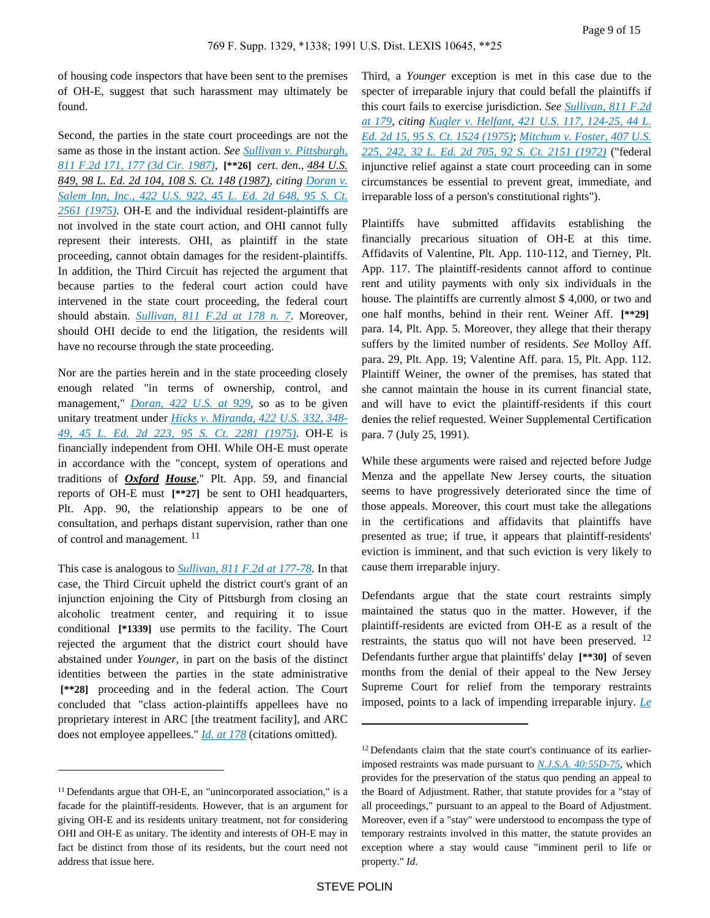of housing code inspectors that have been sent to the premises of OH-E, suggest that such harassment may ultimately be found.

Second, the parties in the state court proceedings are not the same as those in the instant action. *See* Sullivan v. Pittsburgh, 811 F.2d 171, 177 (3d Cir. 1987), **[**26]** *cert. den.*, 484 U.S. 849, 98 L. Ed. 2d 104, 108 S. Ct. 148 (1987), *citing* Doran v. Salem Inn, Inc., 422 U.S. 922, 45 L. Ed. 2d 648, 95 S. Ct. 2561 (1975). OH-E and the individual resident-plaintiffs are not involved in the state court action, and OHI cannot fully represent their interests. OHI, as plaintiff in the state proceeding, cannot obtain damages for the resident-plaintiffs. In addition, the Third Circuit has rejected the argument that because parties to the federal court action could have intervened in the state court proceeding, the federal court should abstain. *Sullivan, 811 F.2d at 178 n. 7*. Moreover, should OHI decide to end the litigation, the residents will have no recourse through the state proceeding.

Nor are the parties herein and in the state proceeding closely enough related "in terms of ownership, control, and management," *Doran, 422 U.S. at 929*, so as to be given unitary treatment under *Hicks v. Miranda, 422 U.S. 332, 348-49, 45 L. Ed. 2d 223, 95 S. Ct. 2281 (1975)*. OH-E is financially independent from OHI. While OH-E must operate in accordance with the "concept, system of operations and traditions of ***Oxford House***," Plt. App. 59, and financial reports of OH-E must **[**27]** be sent to OHI headquarters, Plt. App. 90, the relationship appears to be one of consultation, and perhaps distant supervision, rather than one of control and management. [11]

This case is analogous to *Sullivan, 811 F.2d at 177-78*. In that case, the Third Circuit upheld the district court's grant of an injunction enjoining the City of Pittsburgh from closing an alcoholic treatment center, and requiring it to issue conditional **[*1339]** use permits to the facility. The Court rejected the argument that the district court should have abstained under *Younger*, in part on the basis of the distinct identities between the parties in the state administrative **[**28]** proceeding and in the federal action. The Court concluded that "class action-plaintiffs appellees have no proprietary interest in ARC [the treatment facility], and ARC does not employee appellees." *Id. at 178* (citations omitted).

Third, a *Younger* exception is met in this case due to the specter of irreparable injury that could befall the plaintiffs if this court fails to exercise jurisdiction. *See* *Sullivan, 811 F.2d at 179*, *citing* *Kugler v. Helfant, 421 U.S. 117, 124-25, 44 L. Ed. 2d 15, 95 S. Ct. 1524 (1975)*; *Mitchum v. Foster, 407 U.S. 225, 242, 32 L. Ed. 2d 705, 92 S. Ct. 2151 (1972)* ("federal injunctive relief against a state court proceeding can in some circumstances be essential to prevent great, immediate, and irreparable loss of a person's constitutional rights").

Plaintiffs have submitted affidavits establishing the financially precarious situation of OH-E at this time. Affidavits of Valentine, Plt. App. 110-112, and Tierney, Plt. App. 117. The plaintiff-residents cannot afford to continue rent and utility payments with only six individuals in the house. The plaintiffs are currently almost $ 4,000, or two and one half months, behind in their rent. Weiner Aff. **[**29]** para. 14, Plt. App. 5. Moreover, they allege that their therapy suffers by the limited number of residents. *See* Molloy Aff. para. 29, Plt. App. 19; Valentine Aff. para. 15, Plt. App. 112. Plaintiff Weiner, the owner of the premises, has stated that she cannot maintain the house in its current financial state, and will have to evict the plaintiff-residents if this court denies the relief requested. Weiner Supplemental Certification para. 7 (July 25, 1991).

While these arguments were raised and rejected before Judge Menza and the appellate New Jersey courts, the situation seems to have progressively deteriorated since the time of those appeals. Moreover, this court must take the allegations in the certifications and affidavits that plaintiffs have presented as true; if true, it appears that plaintiff-residents' eviction is imminent, and that such eviction is very likely to cause them irreparable injury.

Defendants argue that the state court restraints simply maintained the status quo in the matter. However, if the plaintiff-residents are evicted from OH-E as a result of the restraints, the status quo will not have been preserved. [12] Defendants further argue that plaintiffs' delay **[**30]** of seven months from the denial of their appeal to the New Jersey Supreme Court for relief from the temporary restraints imposed, points to a lack of impending irreparable injury. *Le*

---

[11] Defendants argue that OH-E, an "unincorporated association," is a facade for the plaintiff-residents. However, that is an argument for giving OH-E and its residents unitary treatment, not for considering OHI and OH-E as unitary. The identity and interests of OH-E may in fact be distinct from those of its residents, but the court need not address that issue here.

[12] Defendants claim that the state court's continuance of its earlier-imposed restraints was made pursuant to *N.J.S.A. 40:55D-75*, which provides for the preservation of the status quo pending an appeal to the Board of Adjustment. Rather, that statute provides for a "stay of all proceedings," pursuant to an appeal to the Board of Adjustment. Moreover, even if a "stay" were understood to encompass the type of temporary restraints involved in this matter, the statute provides an exception where a stay would cause "imminent peril to life or property." *Id.*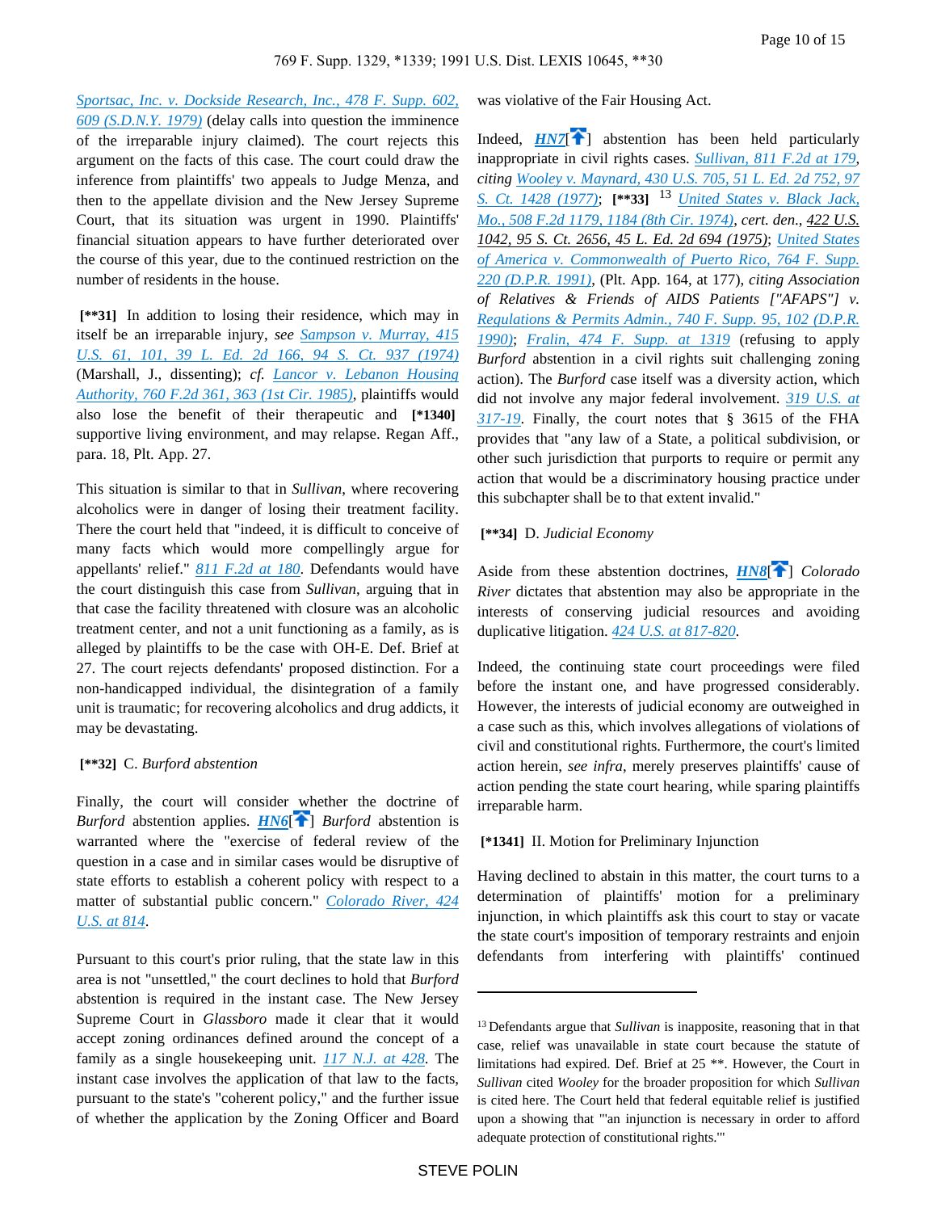*Sportsac, Inc. v. Dockside Research, Inc.*, 478 F. Supp. 602, 609 (S.D.N.Y. 1979) (delay calls into question the imminence of the irreparable injury claimed). The court rejects this argument on the facts of this case. The court could draw the inference from plaintiffs' two appeals to Judge Menza, and then to the appellate division and the New Jersey Supreme Court, that its situation was urgent in 1990. Plaintiffs' financial situation appears to have further deteriorated over the course of this year, due to the continued restriction on the number of residents in the house.

**[\*\*31]** In addition to losing their residence, which may in itself be an irreparable injury, *see* Sampson v. Murray, 415 U.S. 61, 101, 39 L. Ed. 2d 166, 94 S. Ct. 937 (1974) (Marshall, J., dissenting); *cf.* Lancor v. Lebanon Housing Authority, 760 F.2d 361, 363 (1st Cir. 1985), plaintiffs would also lose the benefit of their therapeutic and **[\*1340]** supportive living environment, and may relapse. Regan Aff., para. 18, Plt. App. 27.

This situation is similar to that in *Sullivan*, where recovering alcoholics were in danger of losing their treatment facility. There the court held that "indeed, it is difficult to conceive of many facts which would more compellingly argue for appellants' relief." 811 F.2d at 180. Defendants would have the court distinguish this case from *Sullivan*, arguing that in that case the facility threatened with closure was an alcoholic treatment center, and not a unit functioning as a family, as is alleged by plaintiffs to be the case with OH-E. Def. Brief at 27. The court rejects defendants' proposed distinction. For a non-handicapped individual, the disintegration of a family unit is traumatic; for recovering alcoholics and drug addicts, it may be devastating.

**[\*\*32]** C. *Burford abstention*

Finally, the court will consider whether the doctrine of *Burford* abstention applies. **HN6** *Burford* abstention is warranted where the "exercise of federal review of the question in a case and in similar cases would be disruptive of state efforts to establish a coherent policy with respect to a matter of substantial public concern." Colorado River, 424 U.S. at 814.

Pursuant to this court's prior ruling, that the state law in this area is not "unsettled," the court declines to hold that *Burford* abstention is required in the instant case. The New Jersey Supreme Court in *Glassboro* made it clear that it would accept zoning ordinances defined around the concept of a family as a single housekeeping unit. 117 N.J. at 428. The instant case involves the application of that law to the facts, pursuant to the state's "coherent policy," and the further issue of whether the application by the Zoning Officer and Board was violative of the Fair Housing Act.

Indeed, **HN7** abstention has been held particularly inappropriate in civil rights cases. Sullivan, 811 F.2d at 179, *citing* Wooley v. Maynard, 430 U.S. 705, 51 L. Ed. 2d 752, 97 S. Ct. 1428 (1977); **[\*\*33]** [13] United States v. Black Jack, Mo., 508 F.2d 1179, 1184 (8th Cir. 1974), *cert. den.*, 422 U.S. 1042, 95 S. Ct. 2656, 45 L. Ed. 2d 694 (1975); United States of America v. Commonwealth of Puerto Rico, 764 F. Supp. 220 (D.P.R. 1991), (Plt. App. 164, at 177), *citing Association of Relatives & Friends of AIDS Patients ["AFAPS"] v.* Regulations & Permits Admin., 740 F. Supp. 95, 102 (D.P.R. 1990); Fralin, 474 F. Supp. at 1319 (refusing to apply *Burford* abstention in a civil rights suit challenging zoning action). The *Burford* case itself was a diversity action, which did not involve any major federal involvement. 319 U.S. at 317-19. Finally, the court notes that § 3615 of the FHA provides that "any law of a State, a political subdivision, or other such jurisdiction that purports to require or permit any action that would be a discriminatory housing practice under this subchapter shall be to that extent invalid."

**[\*\*34]** D. *Judicial Economy*

Aside from these abstention doctrines, **HN8** *Colorado River* dictates that abstention may also be appropriate in the interests of conserving judicial resources and avoiding duplicative litigation. 424 U.S. at 817-820.

Indeed, the continuing state court proceedings were filed before the instant one, and have progressed considerably. However, the interests of judicial economy are outweighed in a case such as this, which involves allegations of violations of civil and constitutional rights. Furthermore, the court's limited action herein, *see infra*, merely preserves plaintiffs' cause of action pending the state court hearing, while sparing plaintiffs irreparable harm.

**[\*1341]** II. Motion for Preliminary Injunction

Having declined to abstain in this matter, the court turns to a determination of plaintiffs' motion for a preliminary injunction, in which plaintiffs ask this court to stay or vacate the state court's imposition of temporary restraints and enjoin defendants from interfering with plaintiffs' continued

---

[13] Defendants argue that *Sullivan* is inapposite, reasoning that in that case, relief was unavailable in state court because the statute of limitations had expired. Def. Brief at 25 \*\*. However, the Court in *Sullivan* cited *Wooley* for the broader proposition for which *Sullivan* is cited here. The Court held that federal equitable relief is justified upon a showing that "'an injunction is necessary in order to afford adequate protection of constitutional rights.'"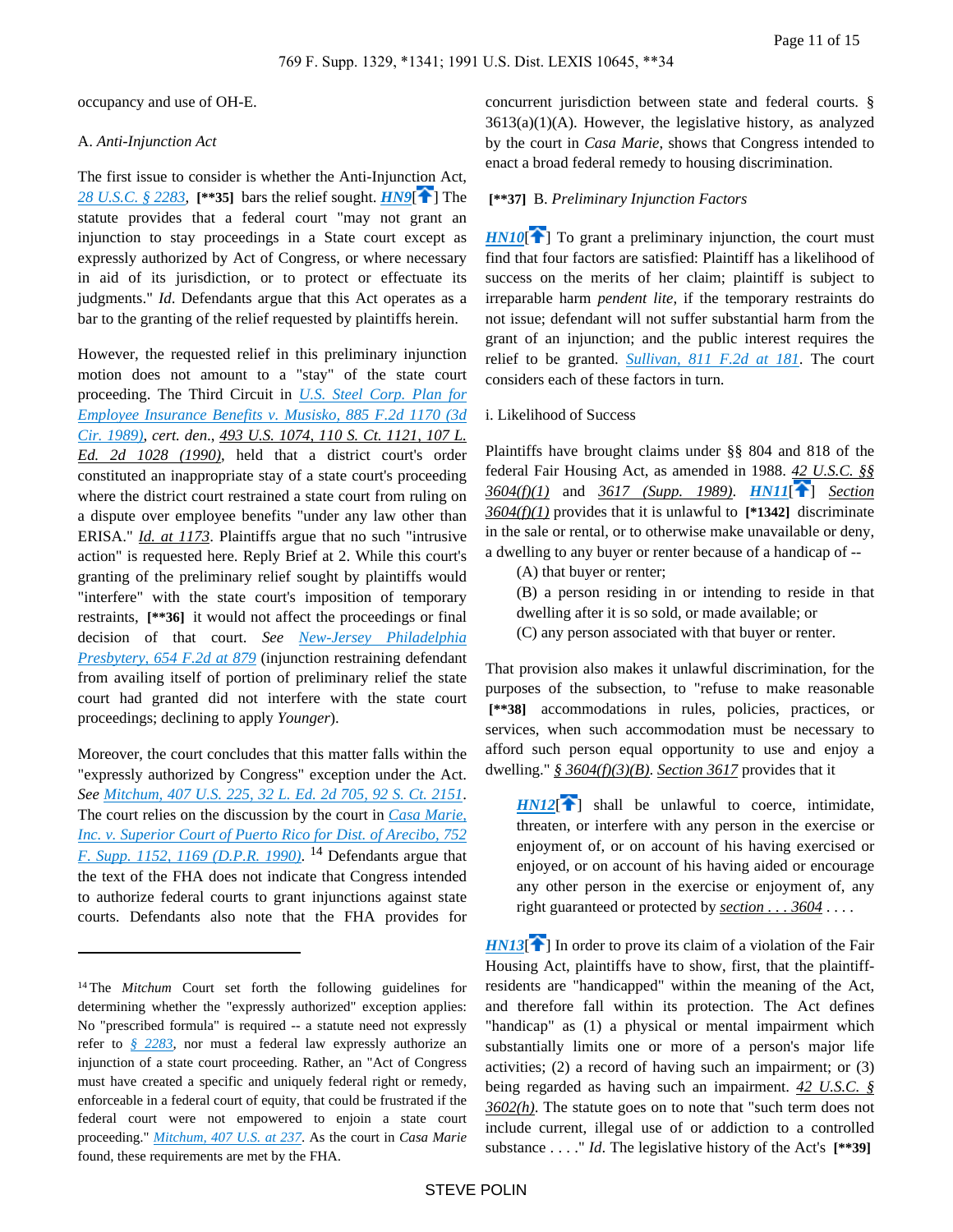occupancy and use of OH-E.

A. *Anti-Injunction Act*

The first issue to consider is whether the Anti-Injunction Act, *28 U.S.C. § 2283*, **[\*\*35]** bars the relief sought. ***HN9***[] The statute provides that a federal court "may not grant an injunction to stay proceedings in a State court except as expressly authorized by Act of Congress, or where necessary in aid of its jurisdiction, or to protect or effectuate its judgments." *Id*. Defendants argue that this Act operates as a bar to the granting of the relief requested by plaintiffs herein.

However, the requested relief in this preliminary injunction motion does not amount to a "stay" of the state court proceeding. The Third Circuit in *U.S. Steel Corp. Plan for Employee Insurance Benefits v. Musisko, 885 F.2d 1170 (3d Cir. 1989)*, *cert. den.*, *493 U.S. 1074, 110 S. Ct. 1121, 107 L. Ed. 2d 1028 (1990)*, held that a district court's order constituted an inappropriate stay of a state court's proceeding where the district court restrained a state court from ruling on a dispute over employee benefits "under any law other than ERISA." *Id. at 1173*. Plaintiffs argue that no such "intrusive action" is requested here. Reply Brief at 2. While this court's granting of the preliminary relief sought by plaintiffs would "interfere" with the state court's imposition of temporary restraints, **[\*\*36]** it would not affect the proceedings or final decision of that court. *See New-Jersey Philadelphia Presbytery, 654 F.2d at 879* (injunction restraining defendant from availing itself of portion of preliminary relief the state court had granted did not interfere with the state court proceedings; declining to apply *Younger*).

Moreover, the court concludes that this matter falls within the "expressly authorized by Congress" exception under the Act. *See Mitchum, 407 U.S. 225, 32 L. Ed. 2d 705, 92 S. Ct. 2151*. The court relies on the discussion by the court in *Casa Marie, Inc. v. Superior Court of Puerto Rico for Dist. of Arecibo, 752 F. Supp. 1152, 1169 (D.P.R. 1990)*. [14] Defendants argue that the text of the FHA does not indicate that Congress intended to authorize federal courts to grant injunctions against state courts. Defendants also note that the FHA provides for concurrent jurisdiction between state and federal courts. § 3613(a)(1)(A). However, the legislative history, as analyzed by the court in *Casa Marie*, shows that Congress intended to enact a broad federal remedy to housing discrimination.

**[\*\*37]** B. *Preliminary Injunction Factors*

***HN10***[] To grant a preliminary injunction, the court must find that four factors are satisfied: Plaintiff has a likelihood of success on the merits of her claim; plaintiff is subject to irreparable harm *pendent lite*, if the temporary restraints do not issue; defendant will not suffer substantial harm from the grant of an injunction; and the public interest requires the relief to be granted. *Sullivan, 811 F.2d at 181*. The court considers each of these factors in turn.

i. Likelihood of Success

Plaintiffs have brought claims under §§ 804 and 818 of the federal Fair Housing Act, as amended in 1988. *42 U.S.C. §§ 3604(f)(1)* and *3617 (Supp. 1989)*. ***HN11***[] *Section 3604(f)(1)* provides that it is unlawful to **[\*1342]** discriminate in the sale or rental, or to otherwise make unavailable or deny, a dwelling to any buyer or renter because of a handicap of --

> (A) that buyer or renter;
>
> (B) a person residing in or intending to reside in that dwelling after it is so sold, or made available; or
>
> (C) any person associated with that buyer or renter.

That provision also makes it unlawful discrimination, for the purposes of the subsection, to "refuse to make reasonable **[\*\*38]** accommodations in rules, policies, practices, or services, when such accommodation must be necessary to afford such person equal opportunity to use and enjoy a dwelling." *§ 3604(f)(3)(B)*. *Section 3617* provides that it

> ***HN12***[] shall be unlawful to coerce, intimidate, threaten, or interfere with any person in the exercise or enjoyment of, or on account of his having exercised or enjoyed, or on account of his having aided or encourage any other person in the exercise or enjoyment of, any right guaranteed or protected by *section . . . 3604* . . . .

***HN13***[] In order to prove its claim of a violation of the Fair Housing Act, plaintiffs have to show, first, that the plaintiff-residents are "handicapped" within the meaning of the Act, and therefore fall within its protection. The Act defines "handicap" as (1) a physical or mental impairment which substantially limits one or more of a person's major life activities; (2) a record of having such an impairment; or (3) being regarded as having such an impairment. *42 U.S.C. § 3602(h)*. The statute goes on to note that "such term does not include current, illegal use of or addiction to a controlled substance . . . ." *Id*. The legislative history of the Act's **[\*\*39]**

---

[14] The *Mitchum* Court set forth the following guidelines for determining whether the "expressly authorized" exception applies: No "prescribed formula" is required -- a statute need not expressly refer to *§ 2283*, nor must a federal law expressly authorize an injunction of a state court proceeding. Rather, an "Act of Congress must have created a specific and uniquely federal right or remedy, enforceable in a federal court of equity, that could be frustrated if the federal court were not empowered to enjoin a state court proceeding." *Mitchum, 407 U.S. at 237*. As the court in *Casa Marie* found, these requirements are met by the FHA.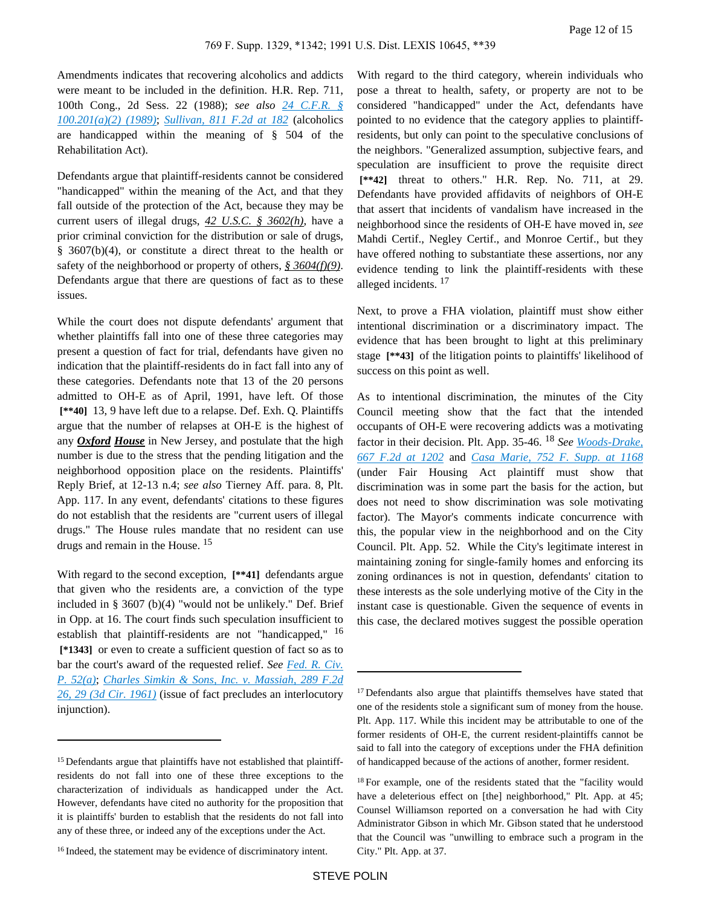Amendments indicates that recovering alcoholics and addicts were meant to be included in the definition. H.R. Rep. 711, 100th Cong., 2d Sess. 22 (1988); *see also* 24 C.F.R. § 100.201(a)(2) (1989); Sullivan, 811 F.2d at 182 (alcoholics are handicapped within the meaning of § 504 of the Rehabilitation Act).

Defendants argue that plaintiff-residents cannot be considered "handicapped" within the meaning of the Act, and that they fall outside of the protection of the Act, because they may be current users of illegal drugs, *42 U.S.C. § 3602(h)*, have a prior criminal conviction for the distribution or sale of drugs, § 3607(b)(4), or constitute a direct threat to the health or safety of the neighborhood or property of others, *§ 3604(f)(9)*. Defendants argue that there are questions of fact as to these issues.

While the court does not dispute defendants' argument that whether plaintiffs fall into one of these three categories may present a question of fact for trial, defendants have given no indication that the plaintiff-residents do in fact fall into any of these categories. Defendants note that 13 of the 20 persons admitted to OH-E as of April, 1991, have left. Of those **[\*\*40]** 13, 9 have left due to a relapse. Def. Exh. Q. Plaintiffs argue that the number of relapses at OH-E is the highest of any ***Oxford House*** in New Jersey, and postulate that the high number is due to the stress that the pending litigation and the neighborhood opposition place on the residents. Plaintiffs' Reply Brief, at 12-13 n.4; *see also* Tierney Aff. para. 8, Plt. App. 117. In any event, defendants' citations to these figures do not establish that the residents are "current users of illegal drugs." The House rules mandate that no resident can use drugs and remain in the House. [15]

With regard to the second exception, **[\*\*41]** defendants argue that given who the residents are, a conviction of the type included in § 3607 (b)(4) "would not be unlikely." Def. Brief in Opp. at 16. The court finds such speculation insufficient to establish that plaintiff-residents are not "handicapped," [16] **[\*1343]** or even to create a sufficient question of fact so as to bar the court's award of the requested relief. *See* Fed. R. Civ. P. 52(a); *Charles Simkin & Sons, Inc. v. Massiah, 289 F.2d 26, 29 (3d Cir. 1961)* (issue of fact precludes an interlocutory injunction).

With regard to the third category, wherein individuals who pose a threat to health, safety, or property are not to be considered "handicapped" under the Act, defendants have pointed to no evidence that the category applies to plaintiff-residents, but only can point to the speculative conclusions of the neighbors. "Generalized assumption, subjective fears, and speculation are insufficient to prove the requisite direct **[\*\*42]** threat to others." H.R. Rep. No. 711, at 29. Defendants have provided affidavits of neighbors of OH-E that assert that incidents of vandalism have increased in the neighborhood since the residents of OH-E have moved in, *see* Mahdi Certif., Negley Certif., and Monroe Certif., but they have offered nothing to substantiate these assertions, nor any evidence tending to link the plaintiff-residents with these alleged incidents. [17]

Next, to prove a FHA violation, plaintiff must show either intentional discrimination or a discriminatory impact. The evidence that has been brought to light at this preliminary stage **[\*\*43]** of the litigation points to plaintiffs' likelihood of success on this point as well.

As to intentional discrimination, the minutes of the City Council meeting show that the fact that the intended occupants of OH-E were recovering addicts was a motivating factor in their decision. Plt. App. 35-46. [18] *See* *Woods-Drake, 667 F.2d at 1202* and *Casa Marie, 752 F. Supp. at 1168* (under Fair Housing Act plaintiff must show that discrimination was in some part the basis for the action, but does not need to show discrimination was sole motivating factor). The Mayor's comments indicate concurrence with this, the popular view in the neighborhood and on the City Council. Plt. App. 52. While the City's legitimate interest in maintaining zoning for single-family homes and enforcing its zoning ordinances is not in question, defendants' citation to these interests as the sole underlying motive of the City in the instant case is questionable. Given the sequence of events in this case, the declared motives suggest the possible operation

---

[15] Defendants argue that plaintiffs have not established that plaintiff-residents do not fall into one of these three exceptions to the characterization of individuals as handicapped under the Act. However, defendants have cited no authority for the proposition that it is plaintiffs' burden to establish that the residents do not fall into any of these three, or indeed any of the exceptions under the Act.

[16] Indeed, the statement may be evidence of discriminatory intent.

[17] Defendants also argue that plaintiffs themselves have stated that one of the residents stole a significant sum of money from the house. Plt. App. 117. While this incident may be attributable to one of the former residents of OH-E, the current resident-plaintiffs cannot be said to fall into the category of exceptions under the FHA definition of handicapped because of the actions of another, former resident.

[18] For example, one of the residents stated that the "facility would have a deleterious effect on [the] neighborhood," Plt. App. at 45; Counsel Williamson reported on a conversation he had with City Administrator Gibson in which Mr. Gibson stated that he understood that the Council was "unwilling to embrace such a program in the City." Plt. App. at 37.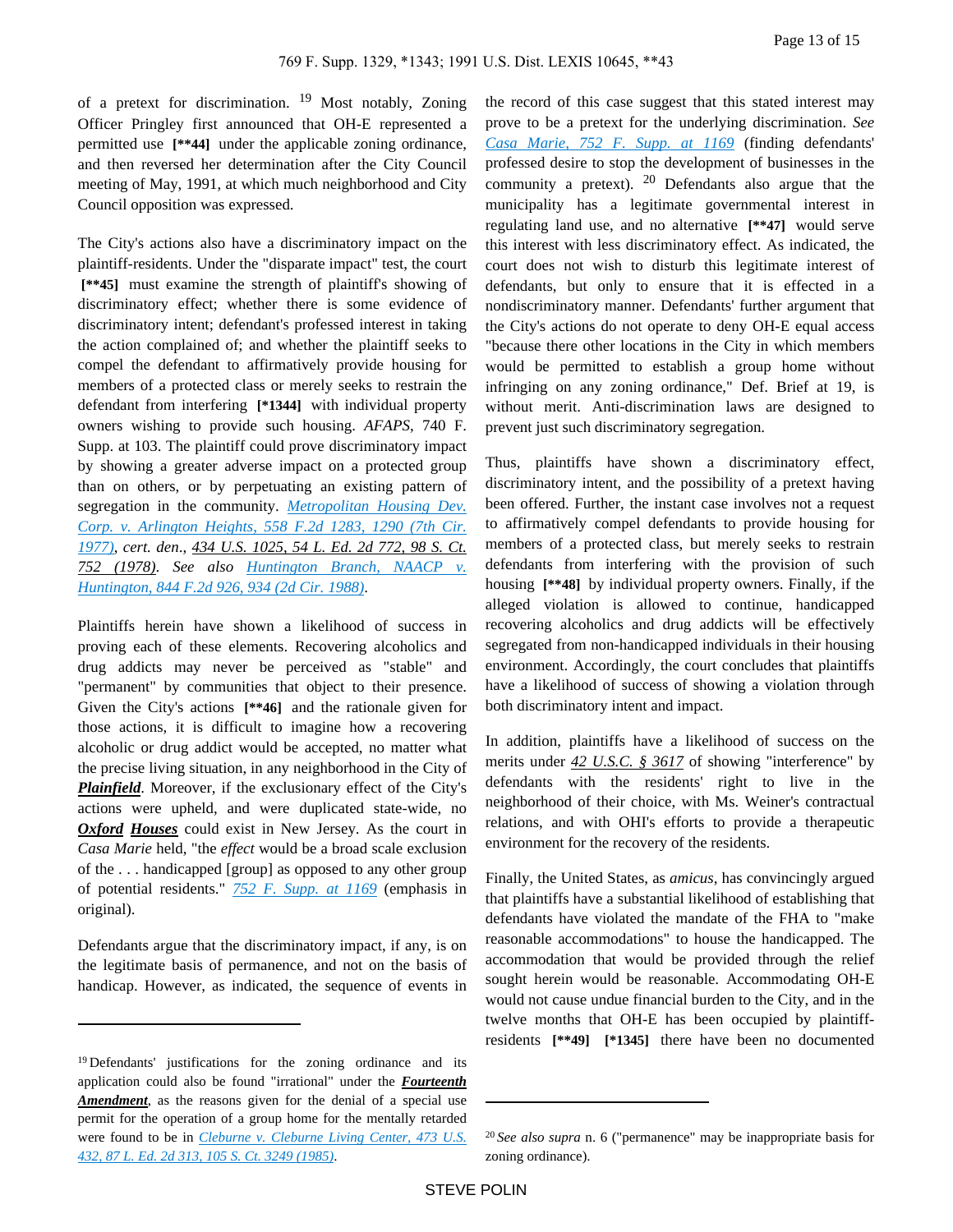of a pretext for discrimination. [19] Most notably, Zoning Officer Pringley first announced that OH-E represented a permitted use **[**44]** under the applicable zoning ordinance, and then reversed her determination after the City Council meeting of May, 1991, at which much neighborhood and City Council opposition was expressed.

The City's actions also have a discriminatory impact on the plaintiff-residents. Under the "disparate impact" test, the court **[**45]** must examine the strength of plaintiff's showing of discriminatory effect; whether there is some evidence of discriminatory intent; defendant's professed interest in taking the action complained of; and whether the plaintiff seeks to compel the defendant to affirmatively provide housing for members of a protected class or merely seeks to restrain the defendant from interfering **[*1344]** with individual property owners wishing to provide such housing. *AFAPS*, 740 F. Supp. at 103. The plaintiff could prove discriminatory impact by showing a greater adverse impact on a protected group than on others, or by perpetuating an existing pattern of segregation in the community. Metropolitan Housing Dev. Corp. v. Arlington Heights, 558 F.2d 1283, 1290 (7th Cir. 1977), *cert. den.*, 434 U.S. 1025, 54 L. Ed. 2d 772, 98 S. Ct. 752 (1978). *See also* Huntington Branch, NAACP v. Huntington, 844 F.2d 926, 934 (2d Cir. 1988).

Plaintiffs herein have shown a likelihood of success in proving each of these elements. Recovering alcoholics and drug addicts may never be perceived as "stable" and "permanent" by communities that object to their presence. Given the City's actions **[**46]** and the rationale given for those actions, it is difficult to imagine how a recovering alcoholic or drug addict would be accepted, no matter what the precise living situation, in any neighborhood in the City of ***Plainfield***. Moreover, if the exclusionary effect of the City's actions were upheld, and were duplicated state-wide, no ***Oxford*** ***Houses*** could exist in New Jersey. As the court in *Casa Marie* held, "the *effect* would be a broad scale exclusion of the . . . handicapped [group] as opposed to any other group of potential residents." 752 F. Supp. at 1169 (emphasis in original).

Defendants argue that the discriminatory impact, if any, is on the legitimate basis of permanence, and not on the basis of handicap. However, as indicated, the sequence of events in the record of this case suggest that this stated interest may prove to be a pretext for the underlying discrimination. *See* Casa Marie, 752 F. Supp. at 1169 (finding defendants' professed desire to stop the development of businesses in the community a pretext). [20] Defendants also argue that the municipality has a legitimate governmental interest in regulating land use, and no alternative **[**47]** would serve this interest with less discriminatory effect. As indicated, the court does not wish to disturb this legitimate interest of defendants, but only to ensure that it is effected in a nondiscriminatory manner. Defendants' further argument that the City's actions do not operate to deny OH-E equal access "because there other locations in the City in which members would be permitted to establish a group home without infringing on any zoning ordinance," Def. Brief at 19, is without merit. Anti-discrimination laws are designed to prevent just such discriminatory segregation.

Thus, plaintiffs have shown a discriminatory effect, discriminatory intent, and the possibility of a pretext having been offered. Further, the instant case involves not a request to affirmatively compel defendants to provide housing for members of a protected class, but merely seeks to restrain defendants from interfering with the provision of such housing **[**48]** by individual property owners. Finally, if the alleged violation is allowed to continue, handicapped recovering alcoholics and drug addicts will be effectively segregated from non-handicapped individuals in their housing environment. Accordingly, the court concludes that plaintiffs have a likelihood of success of showing a violation through both discriminatory intent and impact.

In addition, plaintiffs have a likelihood of success on the merits under 42 U.S.C. § 3617 of showing "interference" by defendants with the residents' right to live in the neighborhood of their choice, with Ms. Weiner's contractual relations, and with OHI's efforts to provide a therapeutic environment for the recovery of the residents.

Finally, the United States, as *amicus*, has convincingly argued that plaintiffs have a substantial likelihood of establishing that defendants have violated the mandate of the FHA to "make reasonable accommodations" to house the handicapped. The accommodation that would be provided through the relief sought herein would be reasonable. Accommodating OH-E would not cause undue financial burden to the City, and in the twelve months that OH-E has been occupied by plaintiff-residents **[**49]** **[*1345]** there have been no documented

---

[19] Defendants' justifications for the zoning ordinance and its application could also be found "irrational" under the ***Fourteenth Amendment***, as the reasons given for the denial of a special use permit for the operation of a group home for the mentally retarded were found to be in Cleburne v. Cleburne Living Center, 473 U.S. 432, 87 L. Ed. 2d 313, 105 S. Ct. 3249 (1985).

[20] *See also supra* n. 6 ("permanence" may be inappropriate basis for zoning ordinance).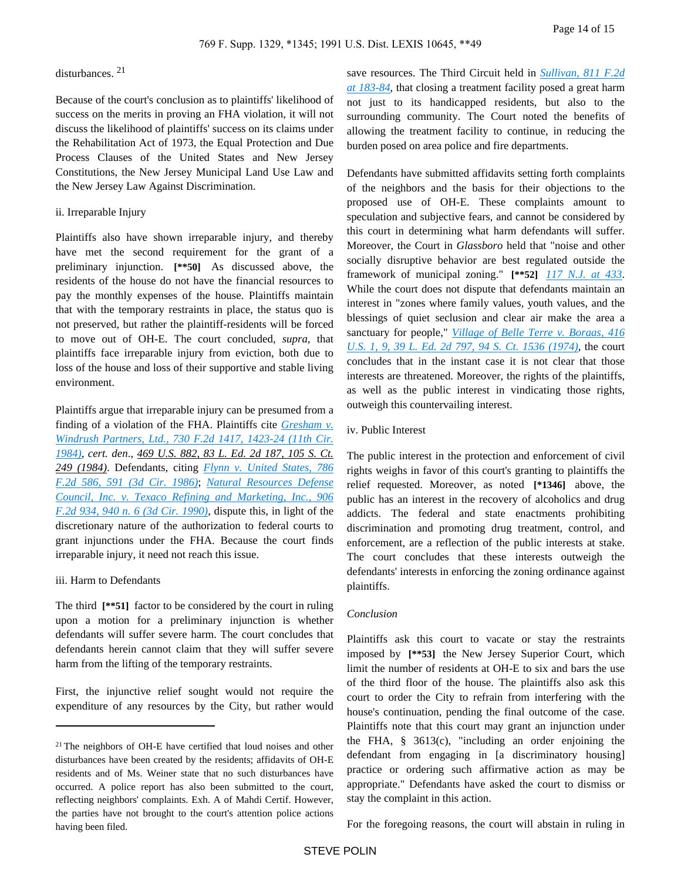disturbances. [21]

Because of the court's conclusion as to plaintiffs' likelihood of success on the merits in proving an FHA violation, it will not discuss the likelihood of plaintiffs' success on its claims under the Rehabilitation Act of 1973, the Equal Protection and Due Process Clauses of the United States and New Jersey Constitutions, the New Jersey Municipal Land Use Law and the New Jersey Law Against Discrimination.

ii. Irreparable Injury

Plaintiffs also have shown irreparable injury, and thereby have met the second requirement for the grant of a preliminary injunction. **[\*\*50]** As discussed above, the residents of the house do not have the financial resources to pay the monthly expenses of the house. Plaintiffs maintain that with the temporary restraints in place, the status quo is not preserved, but rather the plaintiff-residents will be forced to move out of OH-E. The court concluded, *supra*, that plaintiffs face irreparable injury from eviction, both due to loss of the house and loss of their supportive and stable living environment.

Plaintiffs argue that irreparable injury can be presumed from a finding of a violation of the FHA. Plaintiffs cite *Gresham v. Windrush Partners, Ltd., 730 F.2d 1417, 1423-24 (11th Cir. 1984)*, *cert. den.*, 469 U.S. 882, 83 L. Ed. 2d 187, 105 S. Ct. 249 (1984). Defendants, citing *Flynn v. United States, 786 F.2d 586, 591 (3d Cir. 1986)*; *Natural Resources Defense Council, Inc. v. Texaco Refining and Marketing, Inc., 906 F.2d 934, 940 n. 6 (3d Cir. 1990)*, dispute this, in light of the discretionary nature of the authorization to federal courts to grant injunctions under the FHA. Because the court finds irreparable injury, it need not reach this issue.

iii. Harm to Defendants

The third **[\*\*51]** factor to be considered by the court in ruling upon a motion for a preliminary injunction is whether defendants will suffer severe harm. The court concludes that defendants herein cannot claim that they will suffer severe harm from the lifting of the temporary restraints.

First, the injunctive relief sought would not require the expenditure of any resources by the City, but rather would save resources. The Third Circuit held in *Sullivan, 811 F.2d at 183-84*, that closing a treatment facility posed a great harm not just to its handicapped residents, but also to the surrounding community. The Court noted the benefits of allowing the treatment facility to continue, in reducing the burden posed on area police and fire departments.

Defendants have submitted affidavits setting forth complaints of the neighbors and the basis for their objections to the proposed use of OH-E. These complaints amount to speculation and subjective fears, and cannot be considered by this court in determining what harm defendants will suffer. Moreover, the Court in *Glassboro* held that "noise and other socially disruptive behavior are best regulated outside the framework of municipal zoning." **[\*\*52]** *117 N.J. at 433*. While the court does not dispute that defendants maintain an interest in "zones where family values, youth values, and the blessings of quiet seclusion and clear air make the area a sanctuary for people," *Village of Belle Terre v. Boraas, 416 U.S. 1, 9, 39 L. Ed. 2d 797, 94 S. Ct. 1536 (1974)*, the court concludes that in the instant case it is not clear that those interests are threatened. Moreover, the rights of the plaintiffs, as well as the public interest in vindicating those rights, outweigh this countervailing interest.

iv. Public Interest

The public interest in the protection and enforcement of civil rights weighs in favor of this court's granting to plaintiffs the relief requested. Moreover, as noted **[\*1346]** above, the public has an interest in the recovery of alcoholics and drug addicts. The federal and state enactments prohibiting discrimination and promoting drug treatment, control, and enforcement, are a reflection of the public interests at stake. The court concludes that these interests outweigh the defendants' interests in enforcing the zoning ordinance against plaintiffs.

*Conclusion*

Plaintiffs ask this court to vacate or stay the restraints imposed by **[\*\*53]** the New Jersey Superior Court, which limit the number of residents at OH-E to six and bars the use of the third floor of the house. The plaintiffs also ask this court to order the City to refrain from interfering with the house's continuation, pending the final outcome of the case. Plaintiffs note that this court may grant an injunction under the FHA, § 3613(c), "including an order enjoining the defendant from engaging in [a discriminatory housing] practice or ordering such affirmative action as may be appropriate." Defendants have asked the court to dismiss or stay the complaint in this action.

For the foregoing reasons, the court will abstain in ruling in

---

[21] The neighbors of OH-E have certified that loud noises and other disturbances have been created by the residents; affidavits of OH-E residents and of Ms. Weiner state that no such disturbances have occurred. A police report has also been submitted to the court, reflecting neighbors' complaints. Exh. A of Mahdi Certif. However, the parties have not brought to the court's attention police actions having been filed.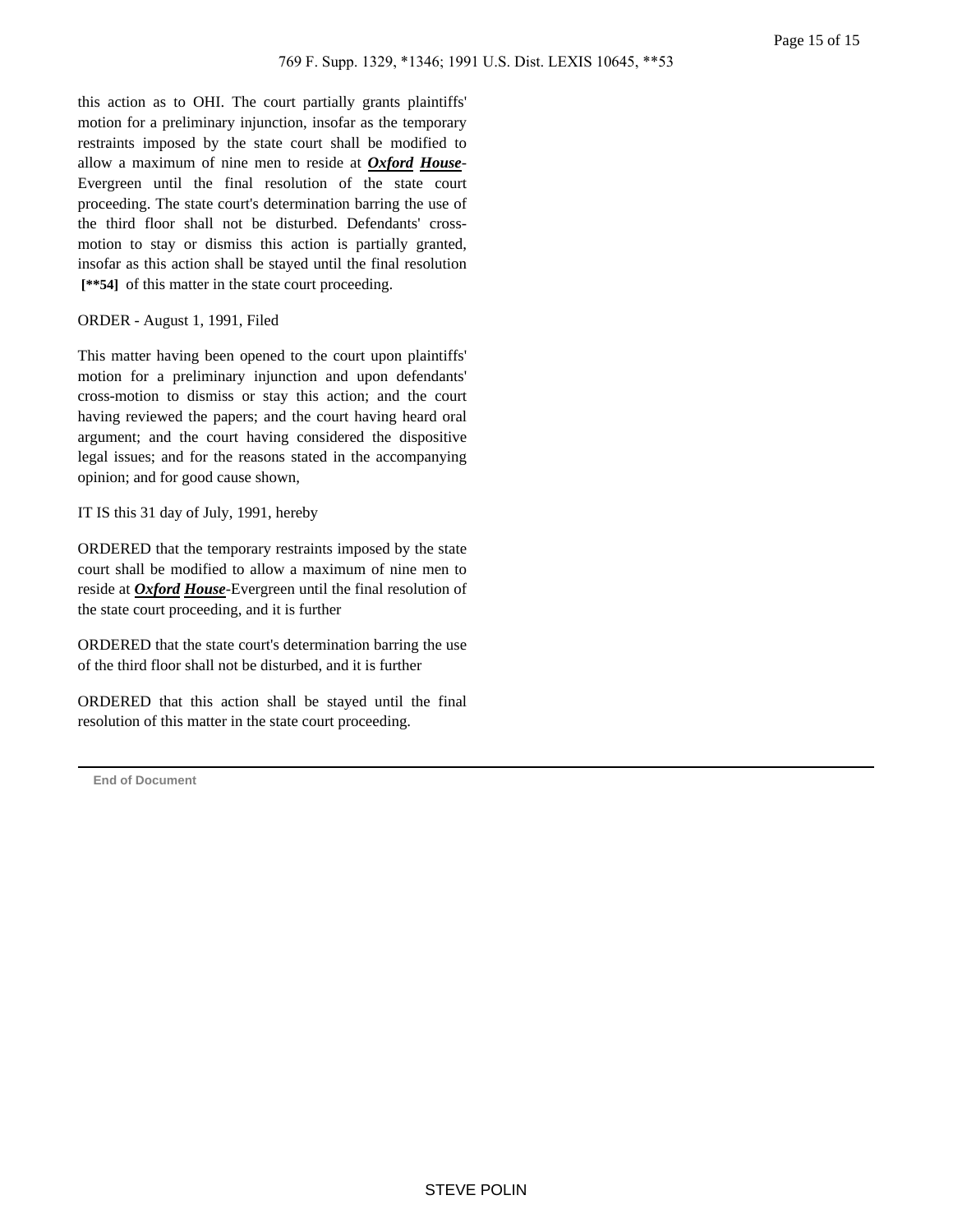this action as to OHI. The court partially grants plaintiffs' motion for a preliminary injunction, insofar as the temporary restraints imposed by the state court shall be modified to allow a maximum of nine men to reside at ***Oxford House***-Evergreen until the final resolution of the state court proceeding. The state court's determination barring the use of the third floor shall not be disturbed. Defendants' cross-motion to stay or dismiss this action is partially granted, insofar as this action shall be stayed until the final resolution **[**54]** of this matter in the state court proceeding.

ORDER - August 1, 1991, Filed

This matter having been opened to the court upon plaintiffs' motion for a preliminary injunction and upon defendants' cross-motion to dismiss or stay this action; and the court having reviewed the papers; and the court having heard oral argument; and the court having considered the dispositive legal issues; and for the reasons stated in the accompanying opinion; and for good cause shown,

IT IS this 31 day of July, 1991, hereby

ORDERED that the temporary restraints imposed by the state court shall be modified to allow a maximum of nine men to reside at ***Oxford House***-Evergreen until the final resolution of the state court proceeding, and it is further

ORDERED that the state court's determination barring the use of the third floor shall not be disturbed, and it is further

ORDERED that this action shall be stayed until the final resolution of this matter in the state court proceeding.

**End of Document**